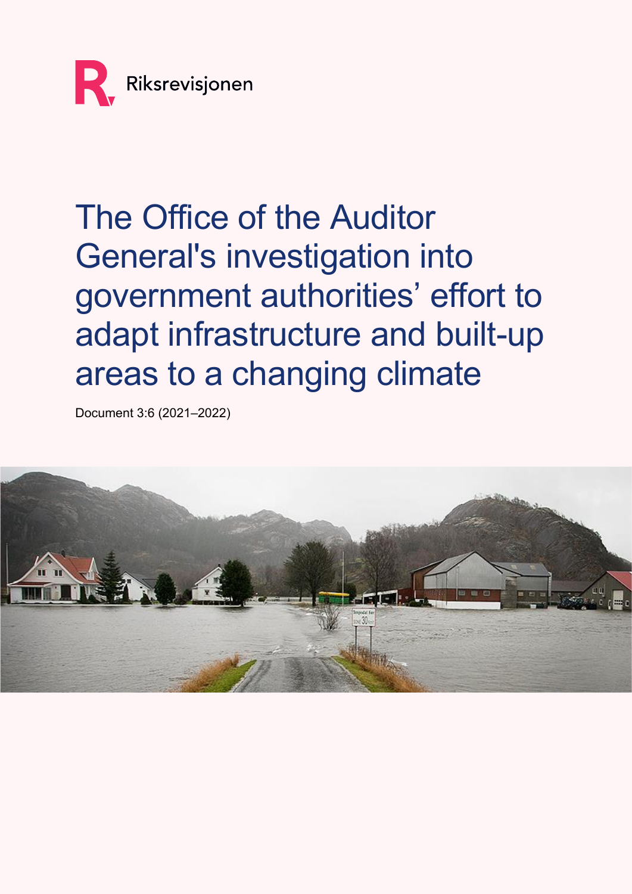Riksrevisjonen

# The Office of the Auditor General's investigation into government authorities' effort to adapt infrastructure and built-up areas to a changing climate

Document 3:6 (2021–2022)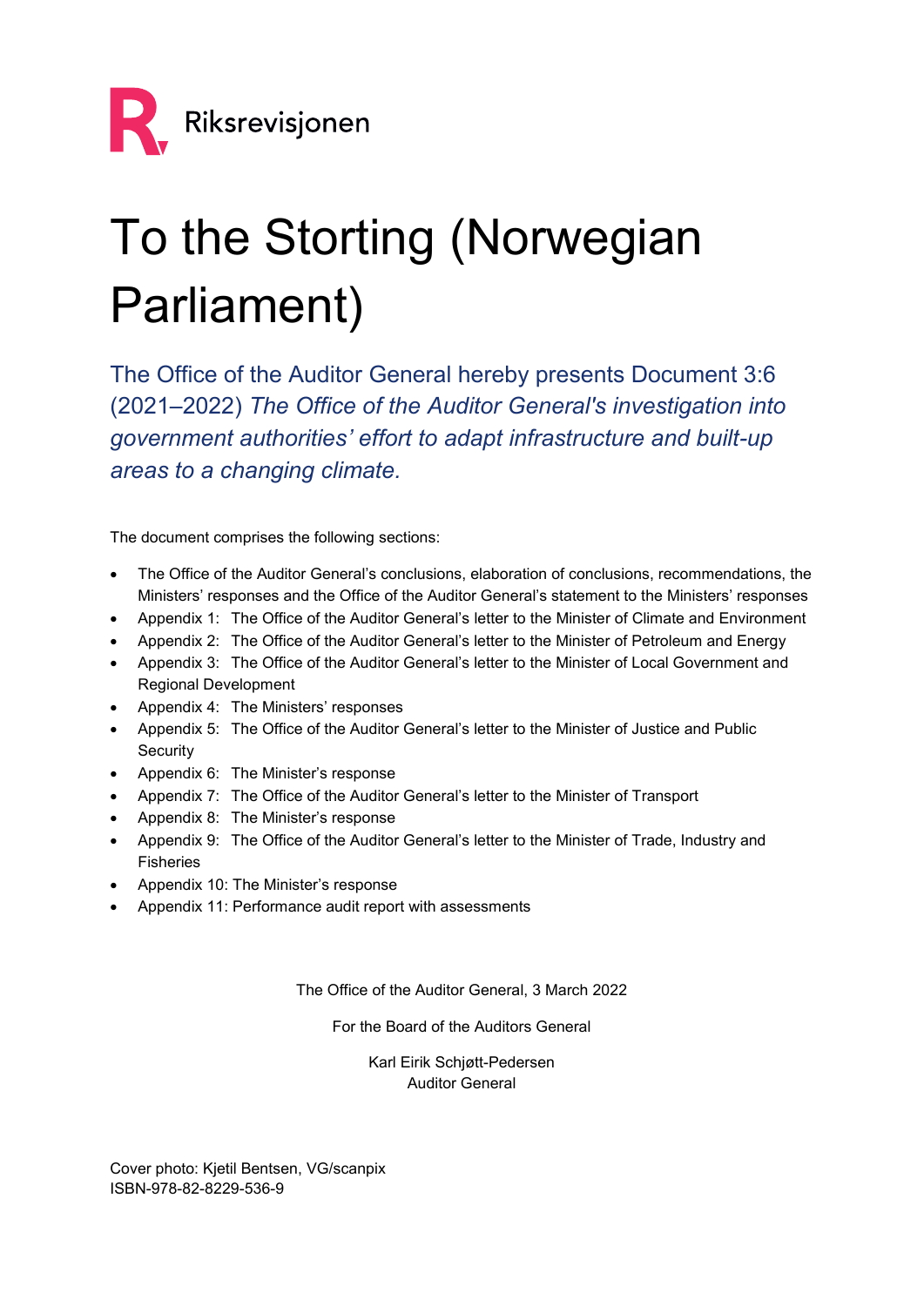Riksrevisjonen

# To the Storting (Norwegian Parliament)

The Office of the Auditor General hereby presents Document 3:6 (2021–2022) *The Office of the Auditor General's investigation into government authorities' effort to adapt infrastructure and built-up areas to a changing climate.*

The document comprises the following sections:

- The Office of the Auditor General's conclusions, elaboration of conclusions, recommendations, the Ministers' responses and the Office of the Auditor General's statement to the Ministers' responses
- Appendix 1: The Office of the Auditor General's letter to the Minister of Climate and Environment
- Appendix 2: The Office of the Auditor General's letter to the Minister of Petroleum and Energy
- Appendix 3: The Office of the Auditor General's letter to the Minister of Local Government and Regional Development
- Appendix 4: The Ministers' responses
- Appendix 5: The Office of the Auditor General's letter to the Minister of Justice and Public Security
- Appendix 6: The Minister's response
- Appendix 7: The Office of the Auditor General's letter to the Minister of Transport
- Appendix 8: The Minister's response
- Appendix 9: The Office of the Auditor General's letter to the Minister of Trade, Industry and Fisheries
- Appendix 10: The Minister's response
- Appendix 11: Performance audit report with assessments

The Office of the Auditor General, 3 March 2022

For the Board of the Auditors General

Karl Eirik Schjøtt-Pedersen
Auditor General

Cover photo: Kjetil Bentsen, VG/scanpix
ISBN-978-82-8229-536-9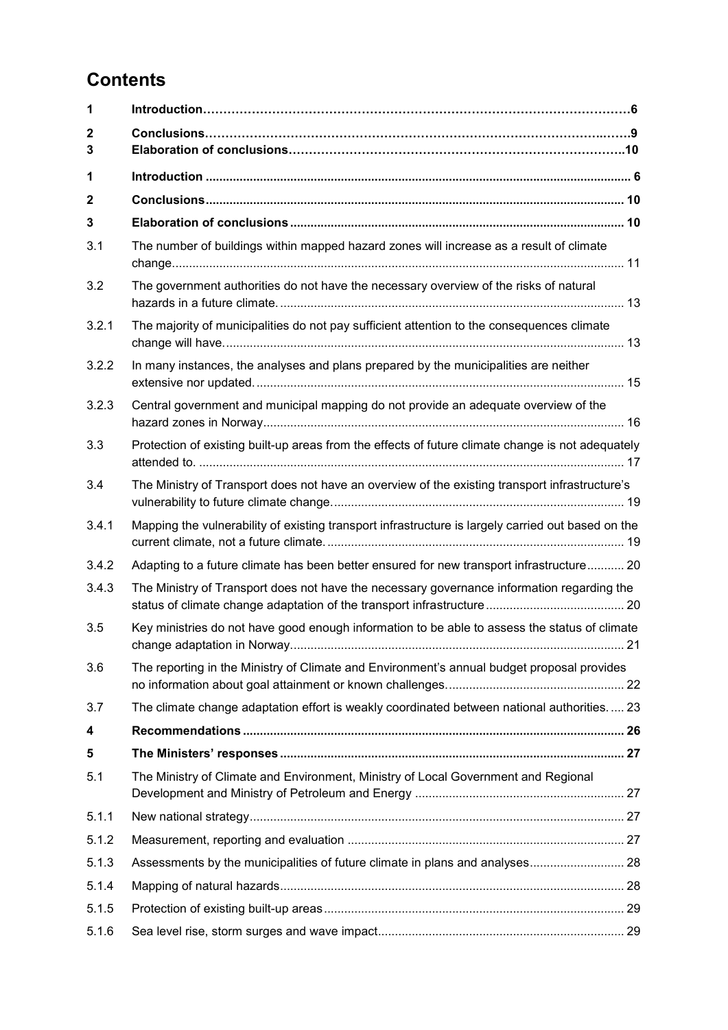# Contents

| | | |
|---|---|---|
| 1 | **Introduction** | **6** |
| 2 | **Conclusions** | **9** |
| 3 | **Elaboration of conclusions** | **10** |
| 1 | **Introduction** | **6** |
| 2 | **Conclusions** | **10** |
| 3 | **Elaboration of conclusions** | **10** |
| 3.1 | The number of buildings within mapped hazard zones will increase as a result of climate change | 11 |
| 3.2 | The government authorities do not have the necessary overview of the risks of natural hazards in a future climate. | 13 |
| 3.2.1 | The majority of municipalities do not pay sufficient attention to the consequences climate change will have. | 13 |
| 3.2.2 | In many instances, the analyses and plans prepared by the municipalities are neither extensive nor updated. | 15 |
| 3.2.3 | Central government and municipal mapping do not provide an adequate overview of the hazard zones in Norway | 16 |
| 3.3 | Protection of existing built-up areas from the effects of future climate change is not adequately attended to. | 17 |
| 3.4 | The Ministry of Transport does not have an overview of the existing transport infrastructure's vulnerability to future climate change. | 19 |
| 3.4.1 | Mapping the vulnerability of existing transport infrastructure is largely carried out based on the current climate, not a future climate. | 19 |
| 3.4.2 | Adapting to a future climate has been better ensured for new transport infrastructure | 20 |
| 3.4.3 | The Ministry of Transport does not have the necessary governance information regarding the status of climate change adaptation of the transport infrastructure | 20 |
| 3.5 | Key ministries do not have good enough information to be able to assess the status of climate change adaptation in Norway. | 21 |
| 3.6 | The reporting in the Ministry of Climate and Environment's annual budget proposal provides no information about goal attainment or known challenges. | 22 |
| 3.7 | The climate change adaptation effort is weakly coordinated between national authorities. | 23 |
| 4 | **Recommendations** | **26** |
| 5 | **The Ministers' responses** | **27** |
| 5.1 | The Ministry of Climate and Environment, Ministry of Local Government and Regional Development and Ministry of Petroleum and Energy | 27 |
| 5.1.1 | New national strategy | 27 |
| 5.1.2 | Measurement, reporting and evaluation | 27 |
| 5.1.3 | Assessments by the municipalities of future climate in plans and analyses | 28 |
| 5.1.4 | Mapping of natural hazards | 28 |
| 5.1.5 | Protection of existing built-up areas | 29 |
| 5.1.6 | Sea level rise, storm surges and wave impact | 29 |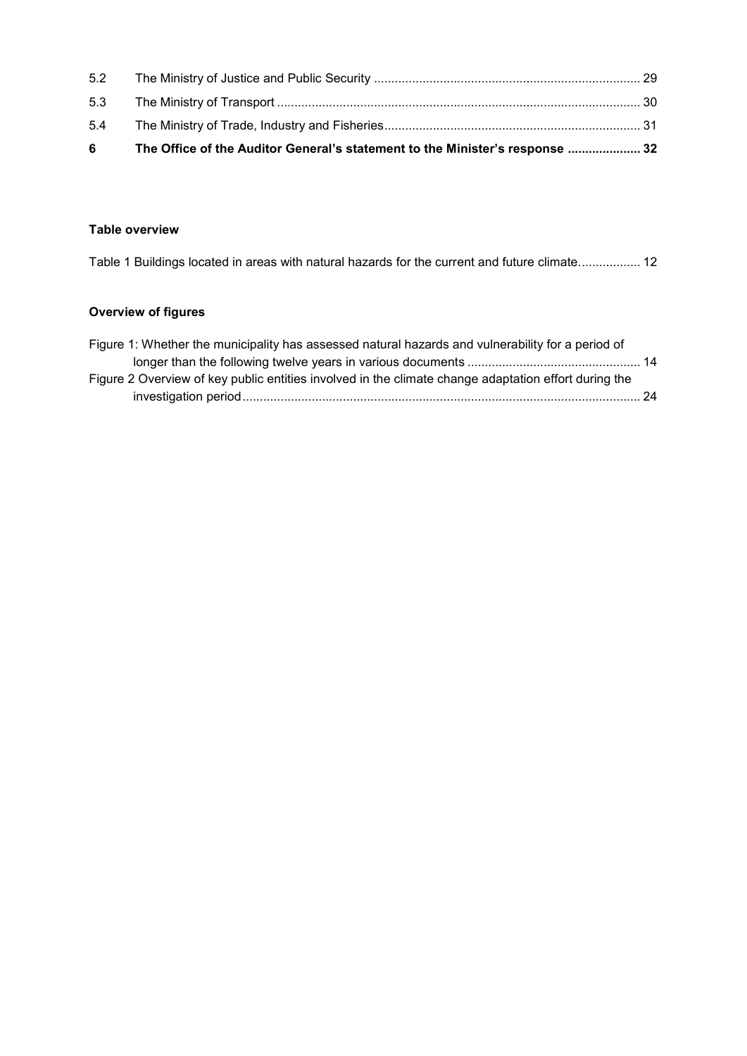5.2 The Ministry of Justice and Public Security ............................................................................ 29

5.3 The Ministry of Transport ........................................................................................................ 30

5.4 The Ministry of Trade, Industry and Fisheries......................................................................... 31

**6 The Office of the Auditor General's statement to the Minister's response ..................... 32**

**Table overview**

Table 1 Buildings located in areas with natural hazards for the current and future climate.................. 12

**Overview of figures**

Figure 1: Whether the municipality has assessed natural hazards and vulnerability for a period of longer than the following twelve years in various documents ................................................. 14

Figure 2 Overview of key public entities involved in the climate change adaptation effort during the investigation period.................................................................................................................. 24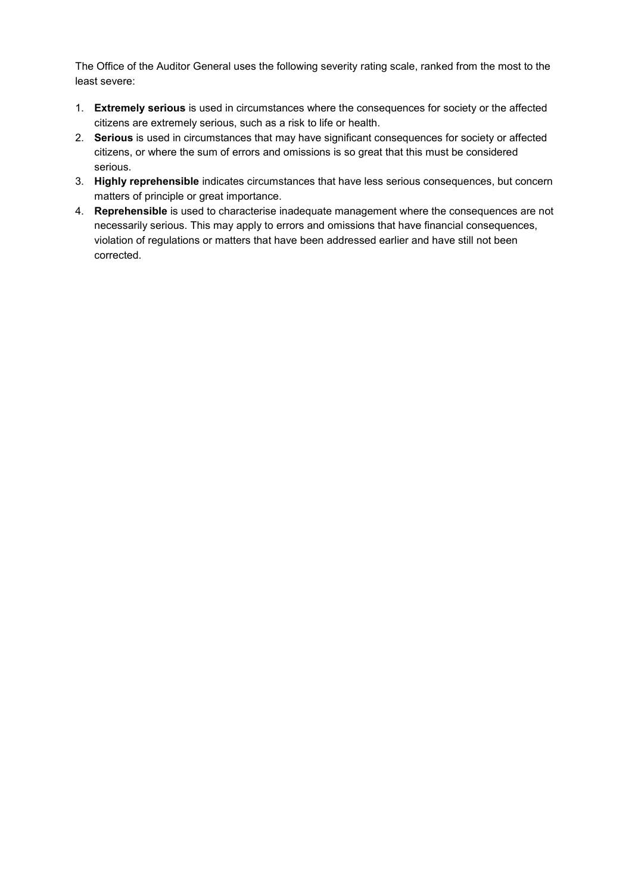The Office of the Auditor General uses the following severity rating scale, ranked from the most to the least severe:

1. **Extremely serious** is used in circumstances where the consequences for society or the affected citizens are extremely serious, such as a risk to life or health.
2. **Serious** is used in circumstances that may have significant consequences for society or affected citizens, or where the sum of errors and omissions is so great that this must be considered serious.
3. **Highly reprehensible** indicates circumstances that have less serious consequences, but concern matters of principle or great importance.
4. **Reprehensible** is used to characterise inadequate management where the consequences are not necessarily serious. This may apply to errors and omissions that have financial consequences, violation of regulations or matters that have been addressed earlier and have still not been corrected.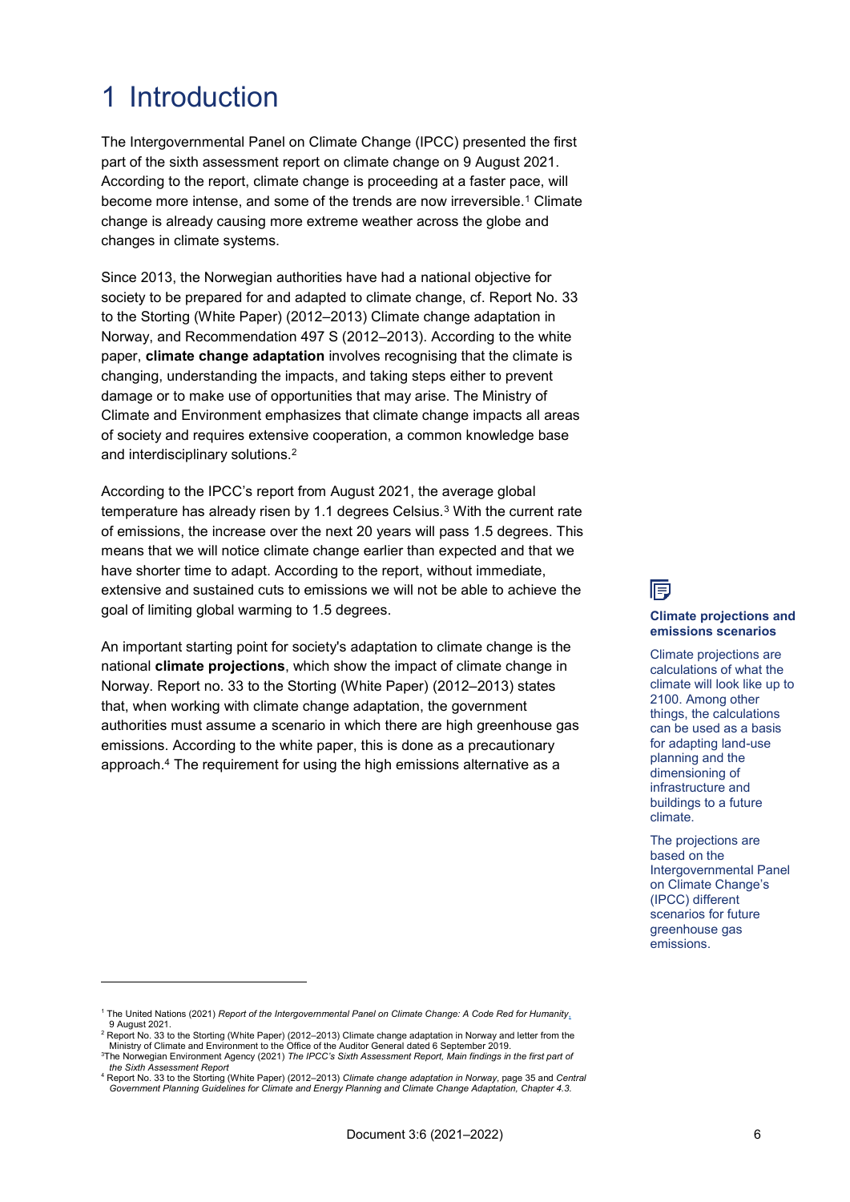# 1 Introduction

The Intergovernmental Panel on Climate Change (IPCC) presented the first part of the sixth assessment report on climate change on 9 August 2021. According to the report, climate change is proceeding at a faster pace, will become more intense, and some of the trends are now irreversible.[1] Climate change is already causing more extreme weather across the globe and changes in climate systems.

Since 2013, the Norwegian authorities have had a national objective for society to be prepared for and adapted to climate change, cf. Report No. 33 to the Storting (White Paper) (2012–2013) Climate change adaptation in Norway, and Recommendation 497 S (2012–2013). According to the white paper, **climate change adaptation** involves recognising that the climate is changing, understanding the impacts, and taking steps either to prevent damage or to make use of opportunities that may arise. The Ministry of Climate and Environment emphasizes that climate change impacts all areas of society and requires extensive cooperation, a common knowledge base and interdisciplinary solutions.[2]

According to the IPCC's report from August 2021, the average global temperature has already risen by 1.1 degrees Celsius.[3] With the current rate of emissions, the increase over the next 20 years will pass 1.5 degrees. This means that we will notice climate change earlier than expected and that we have shorter time to adapt. According to the report, without immediate, extensive and sustained cuts to emissions we will not be able to achieve the goal of limiting global warming to 1.5 degrees.

An important starting point for society's adaptation to climate change is the national **climate projections**, which show the impact of climate change in Norway. Report no. 33 to the Storting (White Paper) (2012–2013) states that, when working with climate change adaptation, the government authorities must assume a scenario in which there are high greenhouse gas emissions. According to the white paper, this is done as a precautionary approach.[4] The requirement for using the high emissions alternative as a

**Climate projections and emissions scenarios**

Climate projections are calculations of what the climate will look like up to 2100. Among other things, the calculations can be used as a basis for adapting land-use planning and the dimensioning of infrastructure and buildings to a future climate.

The projections are based on the Intergovernmental Panel on Climate Change's (IPCC) different scenarios for future greenhouse gas emissions.

---

[1] The United Nations (2021) *Report of the Intergovernmental Panel on Climate Change: A Code Red for Humanity*, 9 August 2021.

[2] Report No. 33 to the Storting (White Paper) (2012–2013) Climate change adaptation in Norway and letter from the Ministry of Climate and Environment to the Office of the Auditor General dated 6 September 2019.

[3] The Norwegian Environment Agency (2021) *The IPCC's Sixth Assessment Report, Main findings in the first part of the Sixth Assessment Report*

[4] Report No. 33 to the Storting (White Paper) (2012–2013) *Climate change adaptation in Norway*, page 35 and *Central Government Planning Guidelines for Climate and Energy Planning and Climate Change Adaptation, Chapter 4.3.*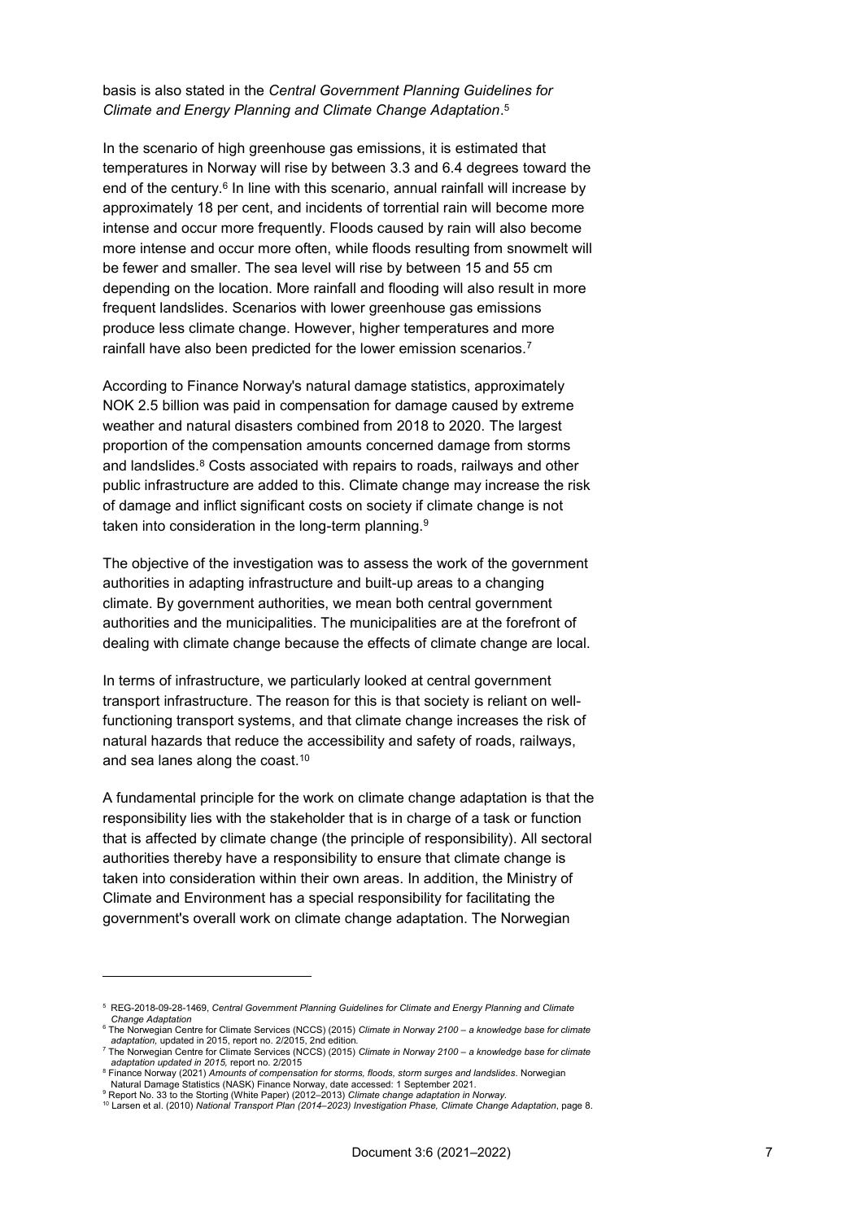basis is also stated in the *Central Government Planning Guidelines for Climate and Energy Planning and Climate Change Adaptation*.[5]

In the scenario of high greenhouse gas emissions, it is estimated that temperatures in Norway will rise by between 3.3 and 6.4 degrees toward the end of the century.[6] In line with this scenario, annual rainfall will increase by approximately 18 per cent, and incidents of torrential rain will become more intense and occur more frequently. Floods caused by rain will also become more intense and occur more often, while floods resulting from snowmelt will be fewer and smaller. The sea level will rise by between 15 and 55 cm depending on the location. More rainfall and flooding will also result in more frequent landslides. Scenarios with lower greenhouse gas emissions produce less climate change. However, higher temperatures and more rainfall have also been predicted for the lower emission scenarios.[7]

According to Finance Norway's natural damage statistics, approximately NOK 2.5 billion was paid in compensation for damage caused by extreme weather and natural disasters combined from 2018 to 2020. The largest proportion of the compensation amounts concerned damage from storms and landslides.[8] Costs associated with repairs to roads, railways and other public infrastructure are added to this. Climate change may increase the risk of damage and inflict significant costs on society if climate change is not taken into consideration in the long-term planning.[9]

The objective of the investigation was to assess the work of the government authorities in adapting infrastructure and built-up areas to a changing climate. By government authorities, we mean both central government authorities and the municipalities. The municipalities are at the forefront of dealing with climate change because the effects of climate change are local.

In terms of infrastructure, we particularly looked at central government transport infrastructure. The reason for this is that society is reliant on well-functioning transport systems, and that climate change increases the risk of natural hazards that reduce the accessibility and safety of roads, railways, and sea lanes along the coast.[10]

A fundamental principle for the work on climate change adaptation is that the responsibility lies with the stakeholder that is in charge of a task or function that is affected by climate change (the principle of responsibility). All sectoral authorities thereby have a responsibility to ensure that climate change is taken into consideration within their own areas. In addition, the Ministry of Climate and Environment has a special responsibility for facilitating the government's overall work on climate change adaptation. The Norwegian

---

[5] REG-2018-09-28-1469, *Central Government Planning Guidelines for Climate and Energy Planning and Climate Change Adaptation*

[6] The Norwegian Centre for Climate Services (NCCS) (2015) *Climate in Norway 2100 – a knowledge base for climate adaptation,* updated in 2015, report no. 2/2015, 2nd edition.

[7] The Norwegian Centre for Climate Services (NCCS) (2015) *Climate in Norway 2100 – a knowledge base for climate adaptation updated in 2015,* report no. 2/2015

[8] Finance Norway (2021) *Amounts of compensation for storms, floods, storm surges and landslides*. Norwegian Natural Damage Statistics (NASK) Finance Norway, date accessed: 1 September 2021.

[9] Report No. 33 to the Storting (White Paper) (2012–2013) *Climate change adaptation in Norway.*

[10] Larsen et al. (2010) *National Transport Plan (2014–2023) Investigation Phase, Climate Change Adaptation*, page 8.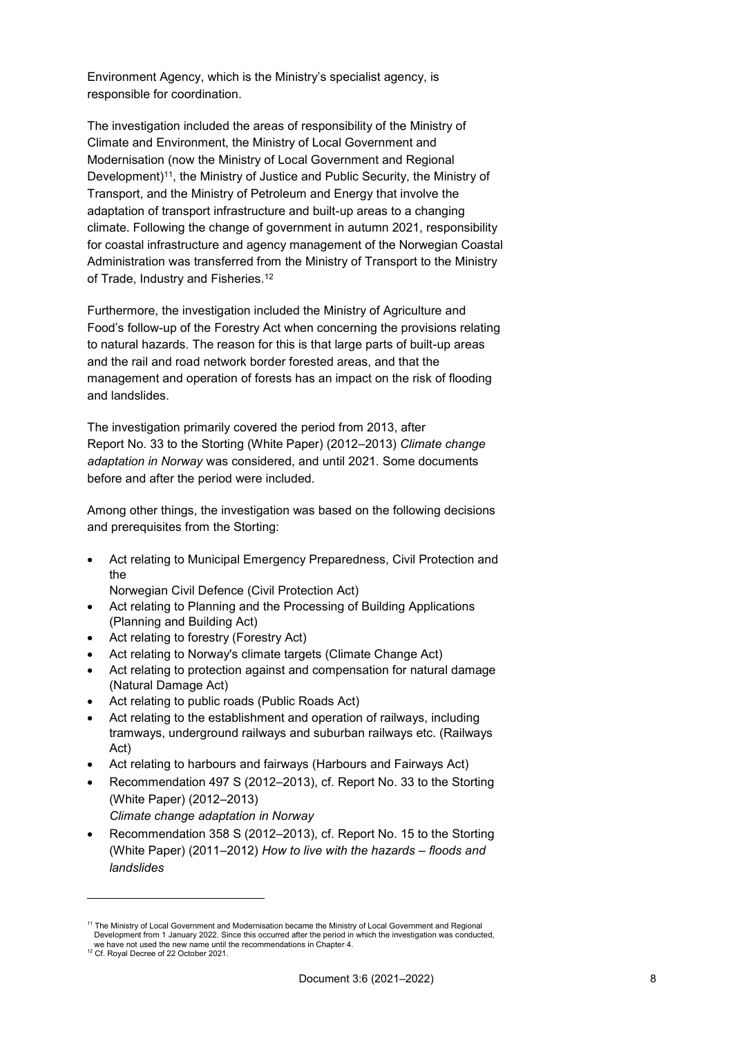Environment Agency, which is the Ministry's specialist agency, is responsible for coordination.

The investigation included the areas of responsibility of the Ministry of Climate and Environment, the Ministry of Local Government and Modernisation (now the Ministry of Local Government and Regional Development)[11], the Ministry of Justice and Public Security, the Ministry of Transport, and the Ministry of Petroleum and Energy that involve the adaptation of transport infrastructure and built-up areas to a changing climate. Following the change of government in autumn 2021, responsibility for coastal infrastructure and agency management of the Norwegian Coastal Administration was transferred from the Ministry of Transport to the Ministry of Trade, Industry and Fisheries.[12]

Furthermore, the investigation included the Ministry of Agriculture and Food's follow-up of the Forestry Act when concerning the provisions relating to natural hazards. The reason for this is that large parts of built-up areas and the rail and road network border forested areas, and that the management and operation of forests has an impact on the risk of flooding and landslides.

The investigation primarily covered the period from 2013, after Report No. 33 to the Storting (White Paper) (2012–2013) *Climate change adaptation in Norway* was considered, and until 2021. Some documents before and after the period were included.

Among other things, the investigation was based on the following decisions and prerequisites from the Storting:

- Act relating to Municipal Emergency Preparedness, Civil Protection and the Norwegian Civil Defence (Civil Protection Act)
- Act relating to Planning and the Processing of Building Applications (Planning and Building Act)
- Act relating to forestry (Forestry Act)
- Act relating to Norway's climate targets (Climate Change Act)
- Act relating to protection against and compensation for natural damage (Natural Damage Act)
- Act relating to public roads (Public Roads Act)
- Act relating to the establishment and operation of railways, including tramways, underground railways and suburban railways etc. (Railways Act)
- Act relating to harbours and fairways (Harbours and Fairways Act)
- Recommendation 497 S (2012–2013), cf. Report No. 33 to the Storting (White Paper) (2012–2013) *Climate change adaptation in Norway*
- Recommendation 358 S (2012–2013), cf. Report No. 15 to the Storting (White Paper) (2011–2012) *How to live with the hazards – floods and landslides*

---

[11] The Ministry of Local Government and Modernisation became the Ministry of Local Government and Regional Development from 1 January 2022. Since this occurred after the period in which the investigation was conducted, we have not used the new name until the recommendations in Chapter 4.

[12] Cf. Royal Decree of 22 October 2021.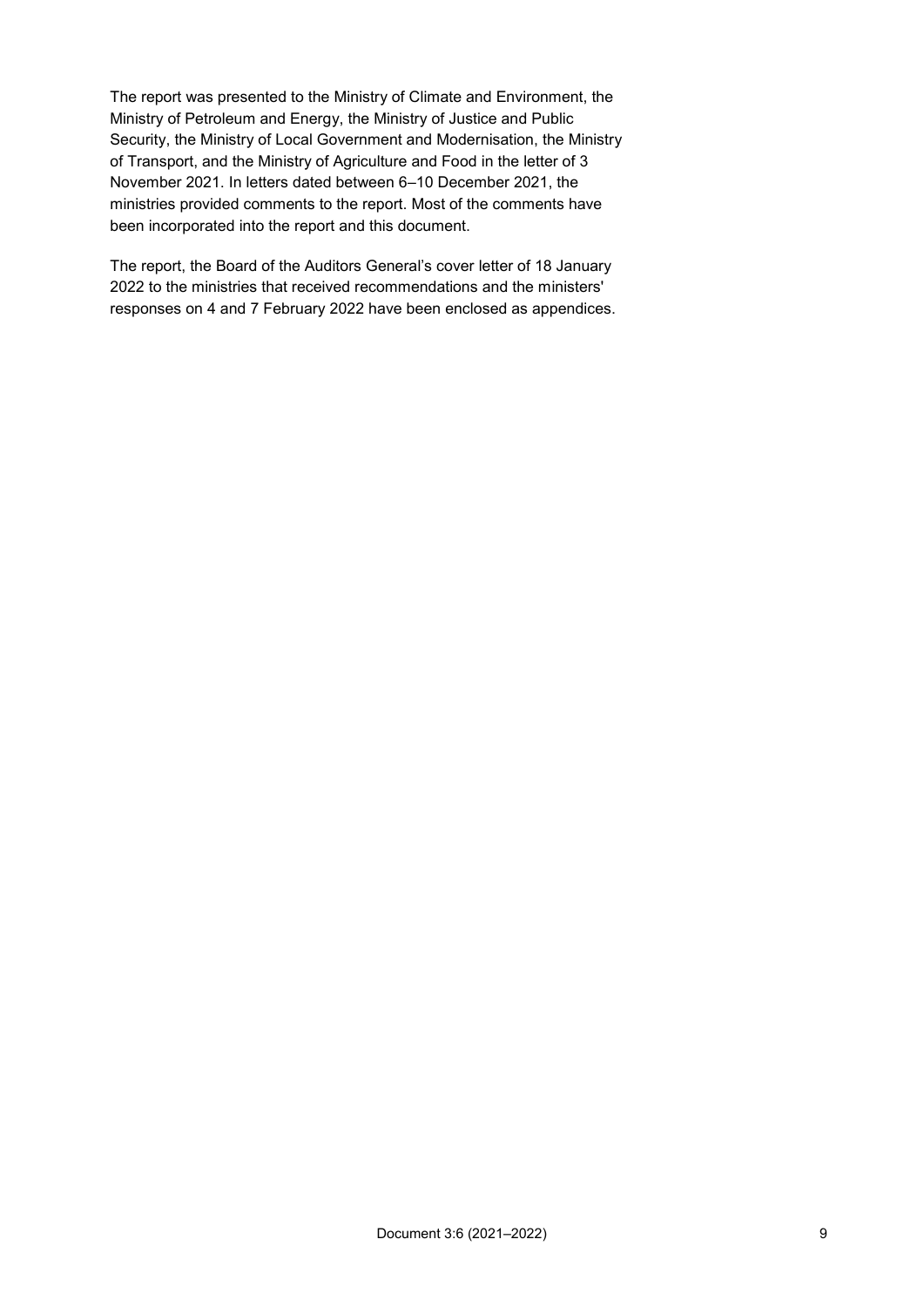The report was presented to the Ministry of Climate and Environment, the Ministry of Petroleum and Energy, the Ministry of Justice and Public Security, the Ministry of Local Government and Modernisation, the Ministry of Transport, and the Ministry of Agriculture and Food in the letter of 3 November 2021. In letters dated between 6–10 December 2021, the ministries provided comments to the report. Most of the comments have been incorporated into the report and this document.

The report, the Board of the Auditors General's cover letter of 18 January 2022 to the ministries that received recommendations and the ministers' responses on 4 and 7 February 2022 have been enclosed as appendices.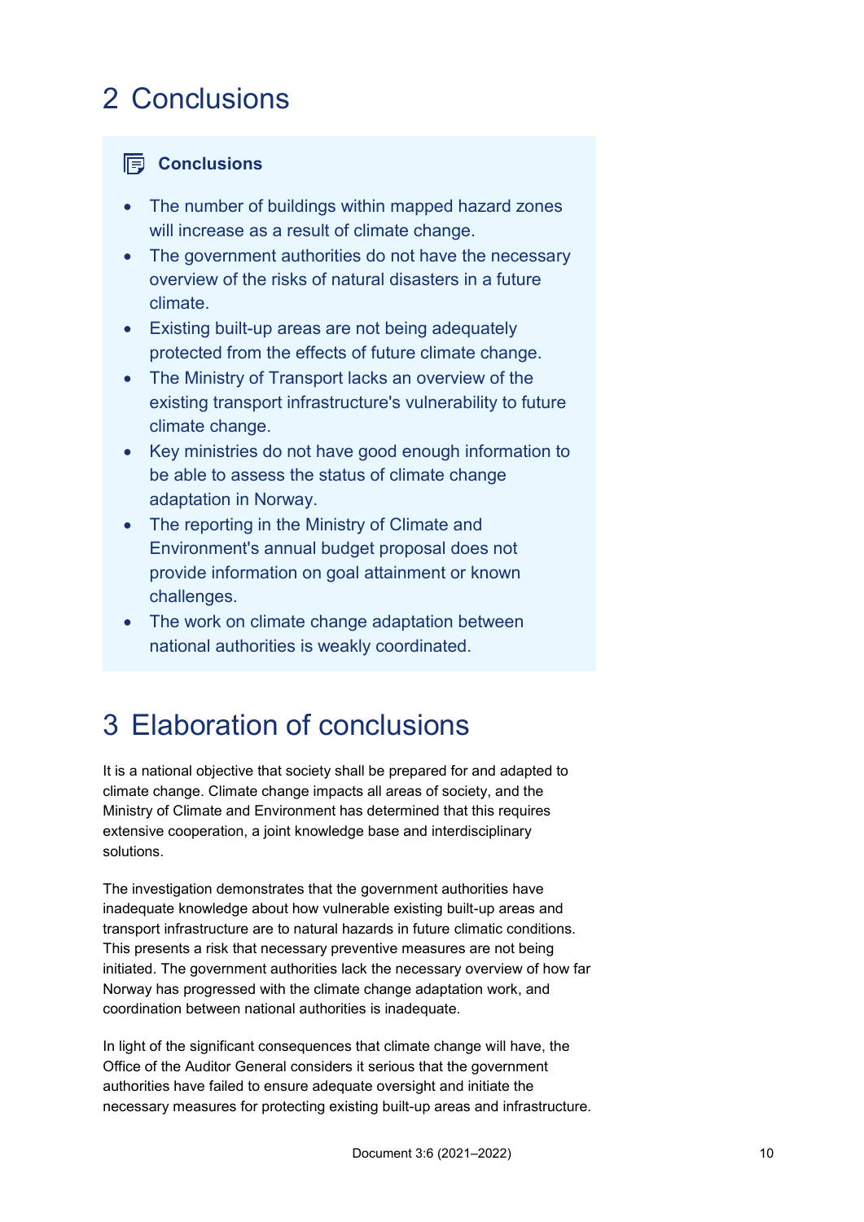# 2 Conclusions

**Conclusions**

- The number of buildings within mapped hazard zones will increase as a result of climate change.
- The government authorities do not have the necessary overview of the risks of natural disasters in a future climate.
- Existing built-up areas are not being adequately protected from the effects of future climate change.
- The Ministry of Transport lacks an overview of the existing transport infrastructure's vulnerability to future climate change.
- Key ministries do not have good enough information to be able to assess the status of climate change adaptation in Norway.
- The reporting in the Ministry of Climate and Environment's annual budget proposal does not provide information on goal attainment or known challenges.
- The work on climate change adaptation between national authorities is weakly coordinated.

# 3 Elaboration of conclusions

It is a national objective that society shall be prepared for and adapted to climate change. Climate change impacts all areas of society, and the Ministry of Climate and Environment has determined that this requires extensive cooperation, a joint knowledge base and interdisciplinary solutions.

The investigation demonstrates that the government authorities have inadequate knowledge about how vulnerable existing built-up areas and transport infrastructure are to natural hazards in future climatic conditions. This presents a risk that necessary preventive measures are not being initiated. The government authorities lack the necessary overview of how far Norway has progressed with the climate change adaptation work, and coordination between national authorities is inadequate.

In light of the significant consequences that climate change will have, the Office of the Auditor General considers it serious that the government authorities have failed to ensure adequate oversight and initiate the necessary measures for protecting existing built-up areas and infrastructure.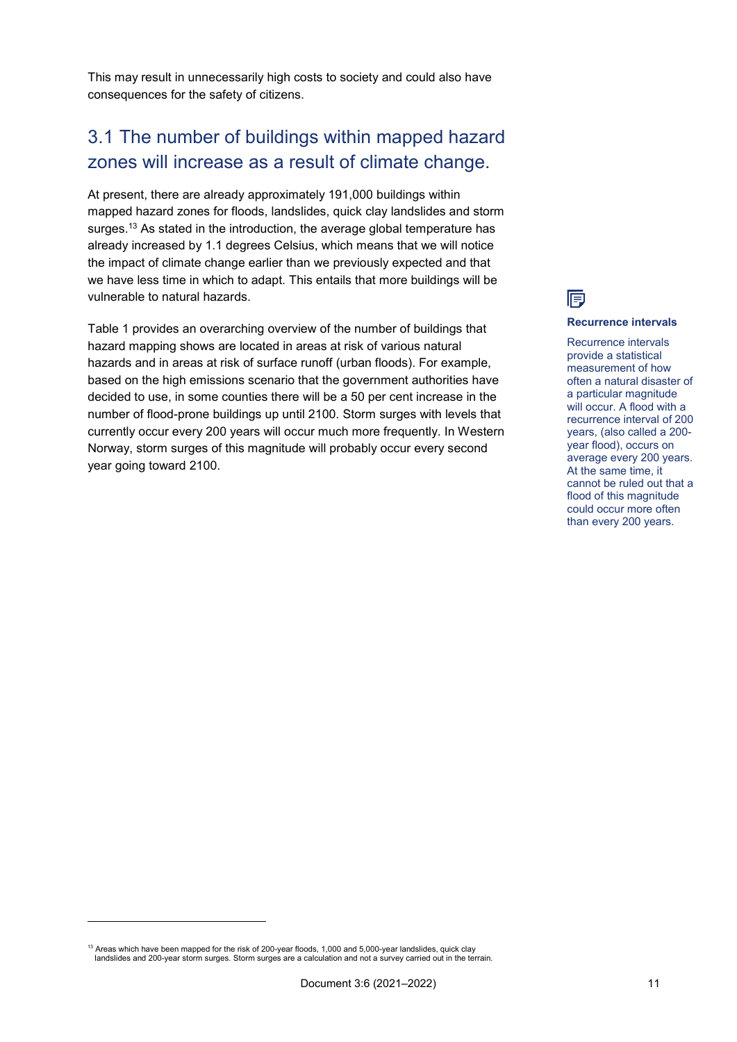This may result in unnecessarily high costs to society and could also have consequences for the safety of citizens.

## 3.1 The number of buildings within mapped hazard zones will increase as a result of climate change.

At present, there are already approximately 191,000 buildings within mapped hazard zones for floods, landslides, quick clay landslides and storm surges.[13] As stated in the introduction, the average global temperature has already increased by 1.1 degrees Celsius, which means that we will notice the impact of climate change earlier than we previously expected and that we have less time in which to adapt. This entails that more buildings will be vulnerable to natural hazards.

Table 1 provides an overarching overview of the number of buildings that hazard mapping shows are located in areas at risk of various natural hazards and in areas at risk of surface runoff (urban floods). For example, based on the high emissions scenario that the government authorities have decided to use, in some counties there will be a 50 per cent increase in the number of flood-prone buildings up until 2100. Storm surges with levels that currently occur every 200 years will occur much more frequently. In Western Norway, storm surges of this magnitude will probably occur every second year going toward 2100.

**Recurrence intervals**

Recurrence intervals provide a statistical measurement of how often a natural disaster of a particular magnitude will occur. A flood with a recurrence interval of 200 years, (also called a 200-year flood), occurs on average every 200 years. At the same time, it cannot be ruled out that a flood of this magnitude could occur more often than every 200 years.

[13] Areas which have been mapped for the risk of 200-year floods, 1,000 and 5,000-year landslides, quick clay landslides and 200-year storm surges. Storm surges are a calculation and not a survey carried out in the terrain.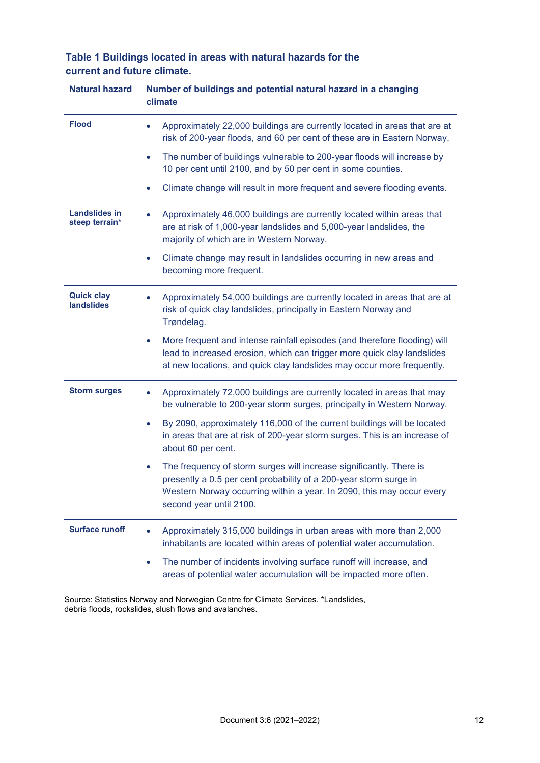**Table 1 Buildings located in areas with natural hazards for the current and future climate.**

| Natural hazard | Number of buildings and potential natural hazard in a changing climate |
|---|---|
| **Flood** | • Approximately 22,000 buildings are currently located in areas that are at risk of 200-year floods, and 60 per cent of these are in Eastern Norway.<br>• The number of buildings vulnerable to 200-year floods will increase by 10 per cent until 2100, and by 50 per cent in some counties.<br>• Climate change will result in more frequent and severe flooding events. |
| **Landslides in steep terrain*** | • Approximately 46,000 buildings are currently located within areas that are at risk of 1,000-year landslides and 5,000-year landslides, the majority of which are in Western Norway.<br>• Climate change may result in landslides occurring in new areas and becoming more frequent. |
| **Quick clay landslides** | • Approximately 54,000 buildings are currently located in areas that are at risk of quick clay landslides, principally in Eastern Norway and Trøndelag.<br>• More frequent and intense rainfall episodes (and therefore flooding) will lead to increased erosion, which can trigger more quick clay landslides at new locations, and quick clay landslides may occur more frequently. |
| **Storm surges** | • Approximately 72,000 buildings are currently located in areas that may be vulnerable to 200-year storm surges, principally in Western Norway.<br>• By 2090, approximately 116,000 of the current buildings will be located in areas that are at risk of 200-year storm surges. This is an increase of about 60 per cent.<br>• The frequency of storm surges will increase significantly. There is presently a 0.5 per cent probability of a 200-year storm surge in Western Norway occurring within a year. In 2090, this may occur every second year until 2100. |
| **Surface runoff** | • Approximately 315,000 buildings in urban areas with more than 2,000 inhabitants are located within areas of potential water accumulation.<br>• The number of incidents involving surface runoff will increase, and areas of potential water accumulation will be impacted more often. |

Source: Statistics Norway and Norwegian Centre for Climate Services. *Landslides, debris floods, rockslides, slush flows and avalanches.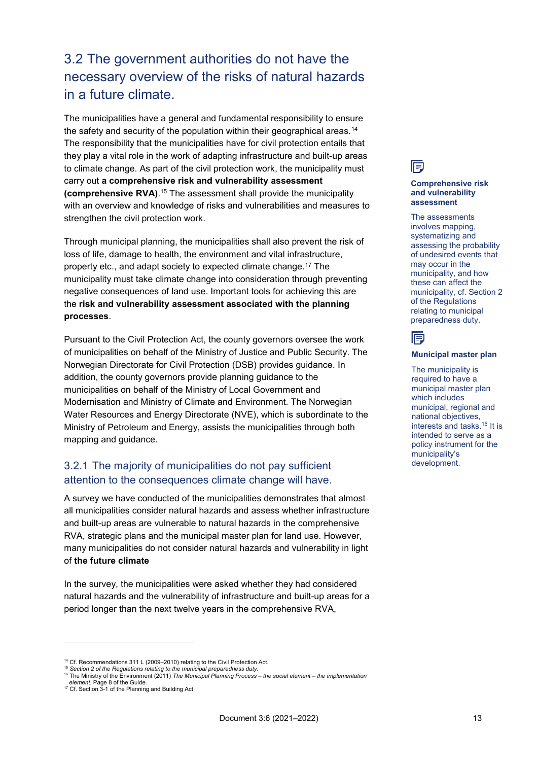## 3.2 The government authorities do not have the necessary overview of the risks of natural hazards in a future climate.

The municipalities have a general and fundamental responsibility to ensure the safety and security of the population within their geographical areas.[14] The responsibility that the municipalities have for civil protection entails that they play a vital role in the work of adapting infrastructure and built-up areas to climate change. As part of the civil protection work, the municipality must carry out **a comprehensive risk and vulnerability assessment (comprehensive RVA)**.[15] The assessment shall provide the municipality with an overview and knowledge of risks and vulnerabilities and measures to strengthen the civil protection work.

Through municipal planning, the municipalities shall also prevent the risk of loss of life, damage to health, the environment and vital infrastructure, property etc., and adapt society to expected climate change.[17] The municipality must take climate change into consideration through preventing negative consequences of land use. Important tools for achieving this are the **risk and vulnerability assessment associated with the planning processes**.

Pursuant to the Civil Protection Act, the county governors oversee the work of municipalities on behalf of the Ministry of Justice and Public Security. The Norwegian Directorate for Civil Protection (DSB) provides guidance. In addition, the county governors provide planning guidance to the municipalities on behalf of the Ministry of Local Government and Modernisation and Ministry of Climate and Environment. The Norwegian Water Resources and Energy Directorate (NVE), which is subordinate to the Ministry of Petroleum and Energy, assists the municipalities through both mapping and guidance.

**Comprehensive risk and vulnerability assessment**

The assessments involves mapping, systematizing and assessing the probability of undesired events that may occur in the municipality, and how these can affect the municipality, cf. Section 2 of the Regulations relating to municipal preparedness duty.

**Municipal master plan**

The municipality is required to have a municipal master plan which includes municipal, regional and national objectives, interests and tasks.[16] It is intended to serve as a policy instrument for the municipality's development.

### 3.2.1 The majority of municipalities do not pay sufficient attention to the consequences climate change will have.

A survey we have conducted of the municipalities demonstrates that almost all municipalities consider natural hazards and assess whether infrastructure and built-up areas are vulnerable to natural hazards in the comprehensive RVA, strategic plans and the municipal master plan for land use. However, many municipalities do not consider natural hazards and vulnerability in light of **the future climate**

In the survey, the municipalities were asked whether they had considered natural hazards and the vulnerability of infrastructure and built-up areas for a period longer than the next twelve years in the comprehensive RVA,

---

[14] Cf. Recommendations 311 L (2009–2010) relating to the Civil Protection Act.
[15] *Section 2 of the Regulations relating to the municipal preparedness duty.*
[16] The Ministry of the Environment (2011) *The Municipal Planning Process – the social element – the implementation element*. Page 8 of the Guide.
[17] Cf. Section 3-1 of the Planning and Building Act.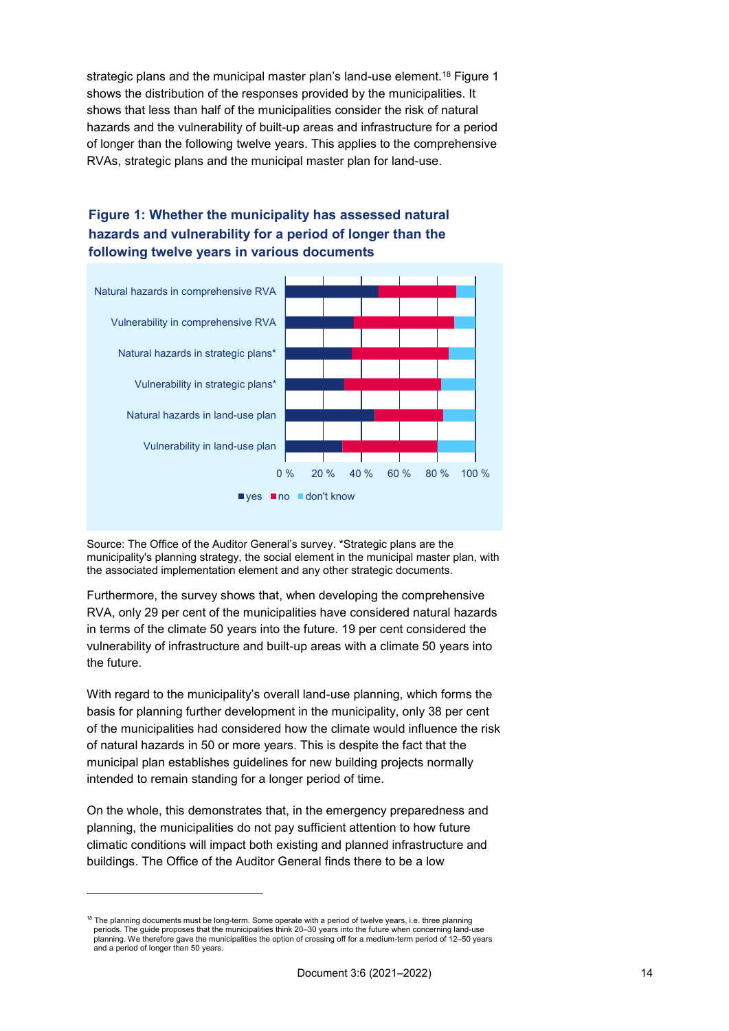strategic plans and the municipal master plan's land-use element.[18] Figure 1 shows the distribution of the responses provided by the municipalities. It shows that less than half of the municipalities consider the risk of natural hazards and the vulnerability of built-up areas and infrastructure for a period of longer than the following twelve years. This applies to the comprehensive RVAs, strategic plans and the municipal master plan for land-use.

### Figure 1: Whether the municipality has assessed natural hazards and vulnerability for a period of longer than the following twelve years in various documents

Natural hazards in comprehensive RVA

Vulnerability in comprehensive RVA

Natural hazards in strategic plans*

Vulnerability in strategic plans*

Natural hazards in land-use plan

Vulnerability in land-use plan

0 % 20 % 40 % 60 % 80 % 100 %

yes no don't know

Source: The Office of the Auditor General's survey. *Strategic plans are the municipality's planning strategy, the social element in the municipal master plan, with the associated implementation element and any other strategic documents.

Furthermore, the survey shows that, when developing the comprehensive RVA, only 29 per cent of the municipalities have considered natural hazards in terms of the climate 50 years into the future. 19 per cent considered the vulnerability of infrastructure and built-up areas with a climate 50 years into the future.

With regard to the municipality's overall land-use planning, which forms the basis for planning further development in the municipality, only 38 per cent of the municipalities had considered how the climate would influence the risk of natural hazards in 50 or more years. This is despite the fact that the municipal plan establishes guidelines for new building projects normally intended to remain standing for a longer period of time.

On the whole, this demonstrates that, in the emergency preparedness and planning, the municipalities do not pay sufficient attention to how future climatic conditions will impact both existing and planned infrastructure and buildings. The Office of the Auditor General finds there to be a low

---

[18] The planning documents must be long-term. Some operate with a period of twelve years, i.e. three planning periods. The guide proposes that the municipalities think 20–30 years into the future when concerning land-use planning. We therefore gave the municipalities the option of crossing off for a medium-term period of 12–50 years and a period of longer than 50 years.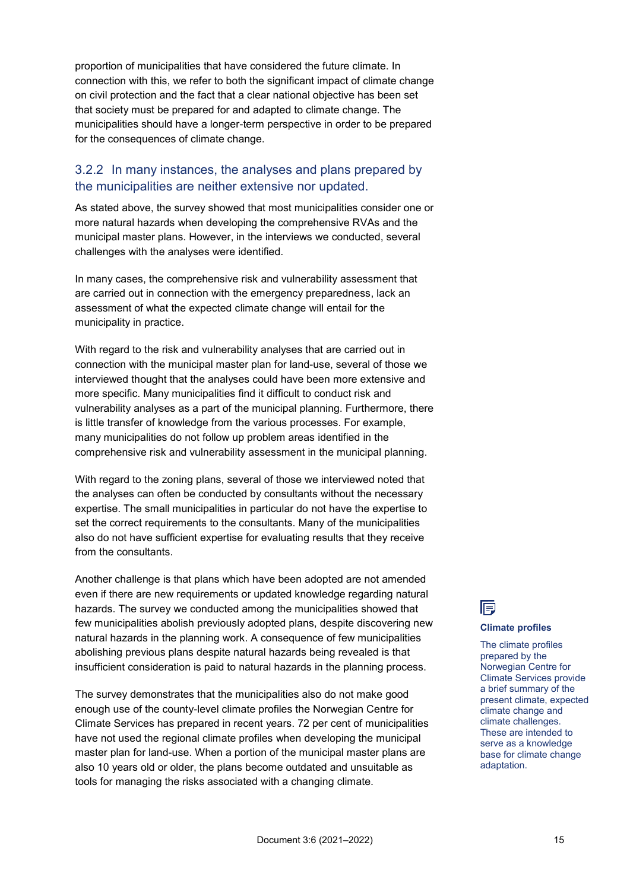proportion of municipalities that have considered the future climate. In connection with this, we refer to both the significant impact of climate change on civil protection and the fact that a clear national objective has been set that society must be prepared for and adapted to climate change. The municipalities should have a longer-term perspective in order to be prepared for the consequences of climate change.

### 3.2.2 In many instances, the analyses and plans prepared by the municipalities are neither extensive nor updated.

As stated above, the survey showed that most municipalities consider one or more natural hazards when developing the comprehensive RVAs and the municipal master plans. However, in the interviews we conducted, several challenges with the analyses were identified.

In many cases, the comprehensive risk and vulnerability assessment that are carried out in connection with the emergency preparedness, lack an assessment of what the expected climate change will entail for the municipality in practice.

With regard to the risk and vulnerability analyses that are carried out in connection with the municipal master plan for land-use, several of those we interviewed thought that the analyses could have been more extensive and more specific. Many municipalities find it difficult to conduct risk and vulnerability analyses as a part of the municipal planning. Furthermore, there is little transfer of knowledge from the various processes. For example, many municipalities do not follow up problem areas identified in the comprehensive risk and vulnerability assessment in the municipal planning.

With regard to the zoning plans, several of those we interviewed noted that the analyses can often be conducted by consultants without the necessary expertise. The small municipalities in particular do not have the expertise to set the correct requirements to the consultants. Many of the municipalities also do not have sufficient expertise for evaluating results that they receive from the consultants.

Another challenge is that plans which have been adopted are not amended even if there are new requirements or updated knowledge regarding natural hazards. The survey we conducted among the municipalities showed that few municipalities abolish previously adopted plans, despite discovering new natural hazards in the planning work. A consequence of few municipalities abolishing previous plans despite natural hazards being revealed is that insufficient consideration is paid to natural hazards in the planning process.

The survey demonstrates that the municipalities also do not make good enough use of the county-level climate profiles the Norwegian Centre for Climate Services has prepared in recent years. 72 per cent of municipalities have not used the regional climate profiles when developing the municipal master plan for land-use. When a portion of the municipal master plans are also 10 years old or older, the plans become outdated and unsuitable as tools for managing the risks associated with a changing climate.

**Climate profiles**

The climate profiles prepared by the Norwegian Centre for Climate Services provide a brief summary of the present climate, expected climate change and climate challenges. These are intended to serve as a knowledge base for climate change adaptation.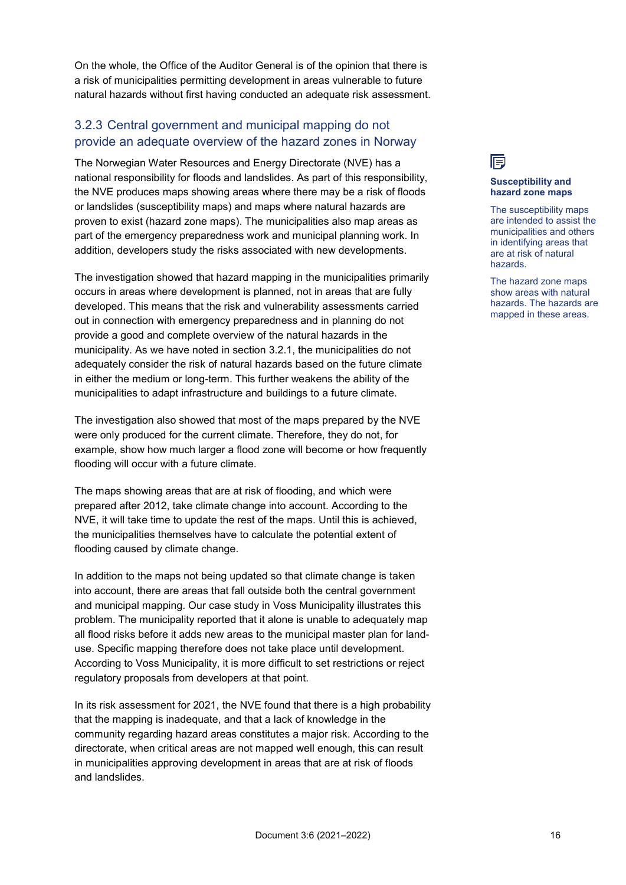On the whole, the Office of the Auditor General is of the opinion that there is a risk of municipalities permitting development in areas vulnerable to future natural hazards without first having conducted an adequate risk assessment.

### 3.2.3 Central government and municipal mapping do not provide an adequate overview of the hazard zones in Norway

The Norwegian Water Resources and Energy Directorate (NVE) has a national responsibility for floods and landslides. As part of this responsibility, the NVE produces maps showing areas where there may be a risk of floods or landslides (susceptibility maps) and maps where natural hazards are proven to exist (hazard zone maps). The municipalities also map areas as part of the emergency preparedness work and municipal planning work. In addition, developers study the risks associated with new developments.

> **Susceptibility and hazard zone maps**
>
> The susceptibility maps are intended to assist the municipalities and others in identifying areas that are at risk of natural hazards.
>
> The hazard zone maps show areas with natural hazards. The hazards are mapped in these areas.

The investigation showed that hazard mapping in the municipalities primarily occurs in areas where development is planned, not in areas that are fully developed. This means that the risk and vulnerability assessments carried out in connection with emergency preparedness and in planning do not provide a good and complete overview of the natural hazards in the municipality. As we have noted in section 3.2.1, the municipalities do not adequately consider the risk of natural hazards based on the future climate in either the medium or long-term. This further weakens the ability of the municipalities to adapt infrastructure and buildings to a future climate.

The investigation also showed that most of the maps prepared by the NVE were only produced for the current climate. Therefore, they do not, for example, show how much larger a flood zone will become or how frequently flooding will occur with a future climate.

The maps showing areas that are at risk of flooding, and which were prepared after 2012, take climate change into account. According to the NVE, it will take time to update the rest of the maps. Until this is achieved, the municipalities themselves have to calculate the potential extent of flooding caused by climate change.

In addition to the maps not being updated so that climate change is taken into account, there are areas that fall outside both the central government and municipal mapping. Our case study in Voss Municipality illustrates this problem. The municipality reported that it alone is unable to adequately map all flood risks before it adds new areas to the municipal master plan for land-use. Specific mapping therefore does not take place until development. According to Voss Municipality, it is more difficult to set restrictions or reject regulatory proposals from developers at that point.

In its risk assessment for 2021, the NVE found that there is a high probability that the mapping is inadequate, and that a lack of knowledge in the community regarding hazard areas constitutes a major risk. According to the directorate, when critical areas are not mapped well enough, this can result in municipalities approving development in areas that are at risk of floods and landslides.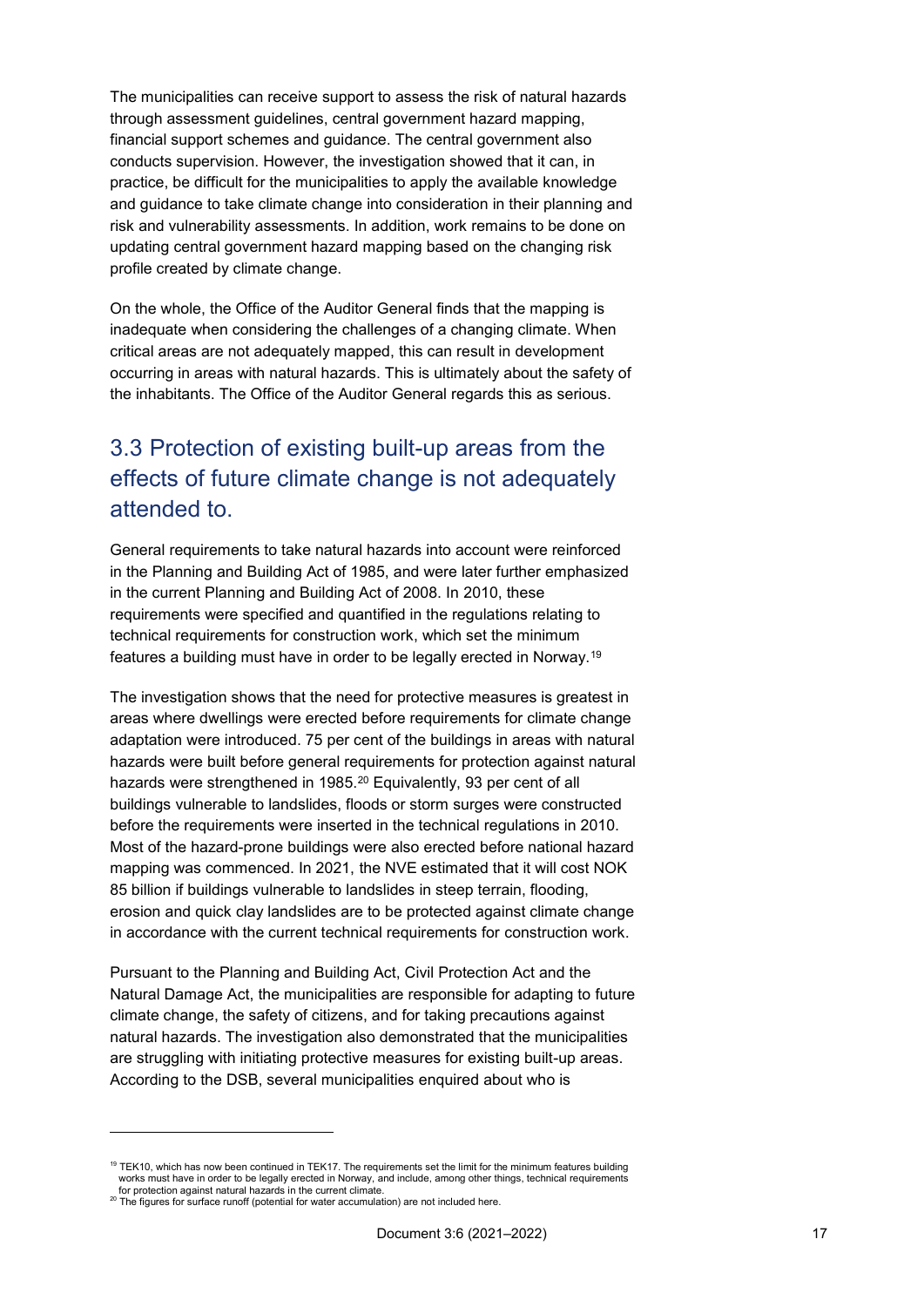The municipalities can receive support to assess the risk of natural hazards through assessment guidelines, central government hazard mapping, financial support schemes and guidance. The central government also conducts supervision. However, the investigation showed that it can, in practice, be difficult for the municipalities to apply the available knowledge and guidance to take climate change into consideration in their planning and risk and vulnerability assessments. In addition, work remains to be done on updating central government hazard mapping based on the changing risk profile created by climate change.

On the whole, the Office of the Auditor General finds that the mapping is inadequate when considering the challenges of a changing climate. When critical areas are not adequately mapped, this can result in development occurring in areas with natural hazards. This is ultimately about the safety of the inhabitants. The Office of the Auditor General regards this as serious.

## 3.3 Protection of existing built-up areas from the effects of future climate change is not adequately attended to.

General requirements to take natural hazards into account were reinforced in the Planning and Building Act of 1985, and were later further emphasized in the current Planning and Building Act of 2008. In 2010, these requirements were specified and quantified in the regulations relating to technical requirements for construction work, which set the minimum features a building must have in order to be legally erected in Norway.[19]

The investigation shows that the need for protective measures is greatest in areas where dwellings were erected before requirements for climate change adaptation were introduced. 75 per cent of the buildings in areas with natural hazards were built before general requirements for protection against natural hazards were strengthened in 1985.[20] Equivalently, 93 per cent of all buildings vulnerable to landslides, floods or storm surges were constructed before the requirements were inserted in the technical regulations in 2010. Most of the hazard-prone buildings were also erected before national hazard mapping was commenced. In 2021, the NVE estimated that it will cost NOK 85 billion if buildings vulnerable to landslides in steep terrain, flooding, erosion and quick clay landslides are to be protected against climate change in accordance with the current technical requirements for construction work.

Pursuant to the Planning and Building Act, Civil Protection Act and the Natural Damage Act, the municipalities are responsible for adapting to future climate change, the safety of citizens, and for taking precautions against natural hazards. The investigation also demonstrated that the municipalities are struggling with initiating protective measures for existing built-up areas. According to the DSB, several municipalities enquired about who is

---

[19] TEK10, which has now been continued in TEK17. The requirements set the limit for the minimum features building works must have in order to be legally erected in Norway, and include, among other things, technical requirements for protection against natural hazards in the current climate.

[20] The figures for surface runoff (potential for water accumulation) are not included here.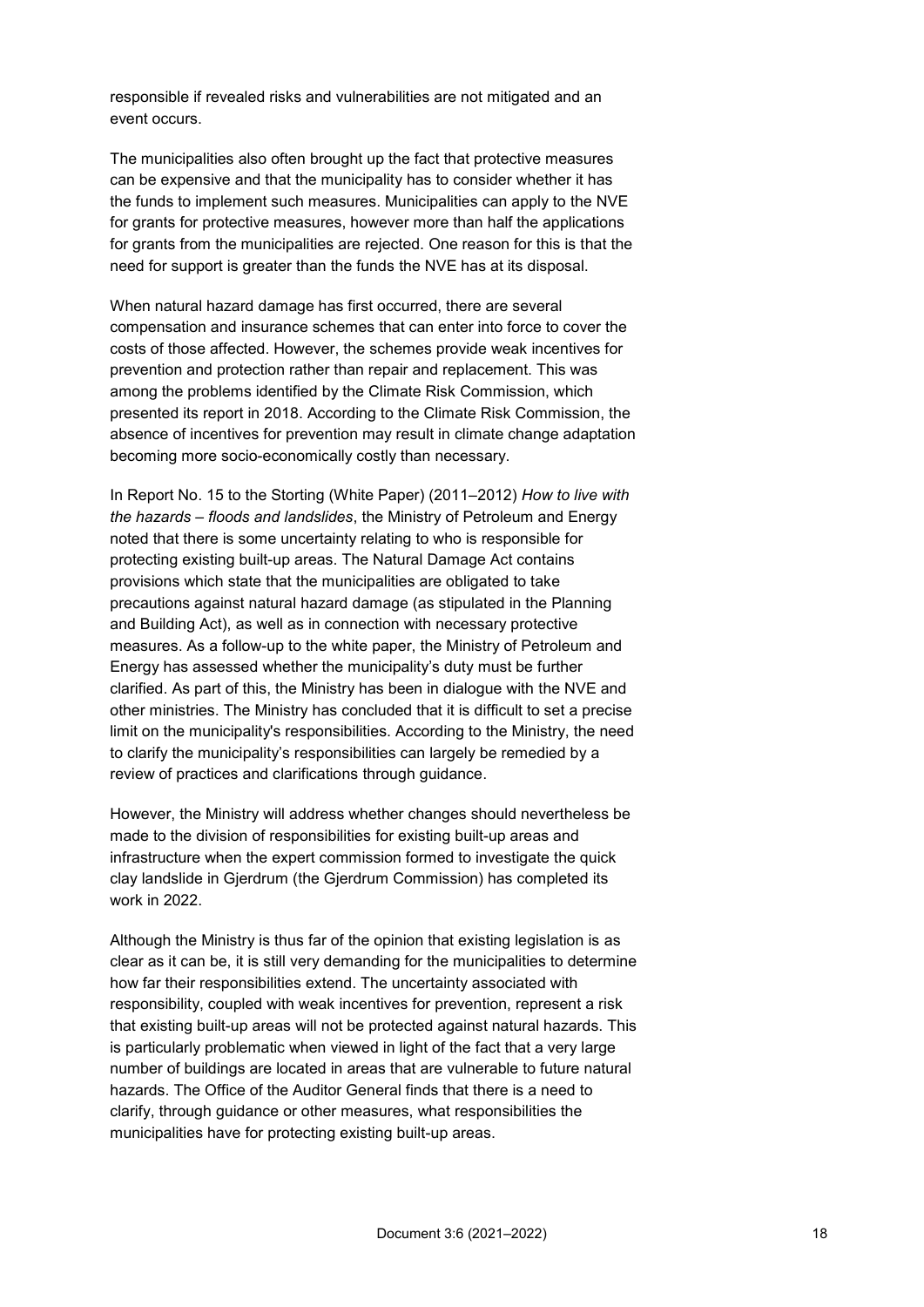responsible if revealed risks and vulnerabilities are not mitigated and an event occurs.

The municipalities also often brought up the fact that protective measures can be expensive and that the municipality has to consider whether it has the funds to implement such measures. Municipalities can apply to the NVE for grants for protective measures, however more than half the applications for grants from the municipalities are rejected. One reason for this is that the need for support is greater than the funds the NVE has at its disposal.

When natural hazard damage has first occurred, there are several compensation and insurance schemes that can enter into force to cover the costs of those affected. However, the schemes provide weak incentives for prevention and protection rather than repair and replacement. This was among the problems identified by the Climate Risk Commission, which presented its report in 2018. According to the Climate Risk Commission, the absence of incentives for prevention may result in climate change adaptation becoming more socio-economically costly than necessary.

In Report No. 15 to the Storting (White Paper) (2011–2012) *How to live with the hazards – floods and landslides*, the Ministry of Petroleum and Energy noted that there is some uncertainty relating to who is responsible for protecting existing built-up areas. The Natural Damage Act contains provisions which state that the municipalities are obligated to take precautions against natural hazard damage (as stipulated in the Planning and Building Act), as well as in connection with necessary protective measures. As a follow-up to the white paper, the Ministry of Petroleum and Energy has assessed whether the municipality's duty must be further clarified. As part of this, the Ministry has been in dialogue with the NVE and other ministries. The Ministry has concluded that it is difficult to set a precise limit on the municipality's responsibilities. According to the Ministry, the need to clarify the municipality's responsibilities can largely be remedied by a review of practices and clarifications through guidance.

However, the Ministry will address whether changes should nevertheless be made to the division of responsibilities for existing built-up areas and infrastructure when the expert commission formed to investigate the quick clay landslide in Gjerdrum (the Gjerdrum Commission) has completed its work in 2022.

Although the Ministry is thus far of the opinion that existing legislation is as clear as it can be, it is still very demanding for the municipalities to determine how far their responsibilities extend. The uncertainty associated with responsibility, coupled with weak incentives for prevention, represent a risk that existing built-up areas will not be protected against natural hazards. This is particularly problematic when viewed in light of the fact that a very large number of buildings are located in areas that are vulnerable to future natural hazards. The Office of the Auditor General finds that there is a need to clarify, through guidance or other measures, what responsibilities the municipalities have for protecting existing built-up areas.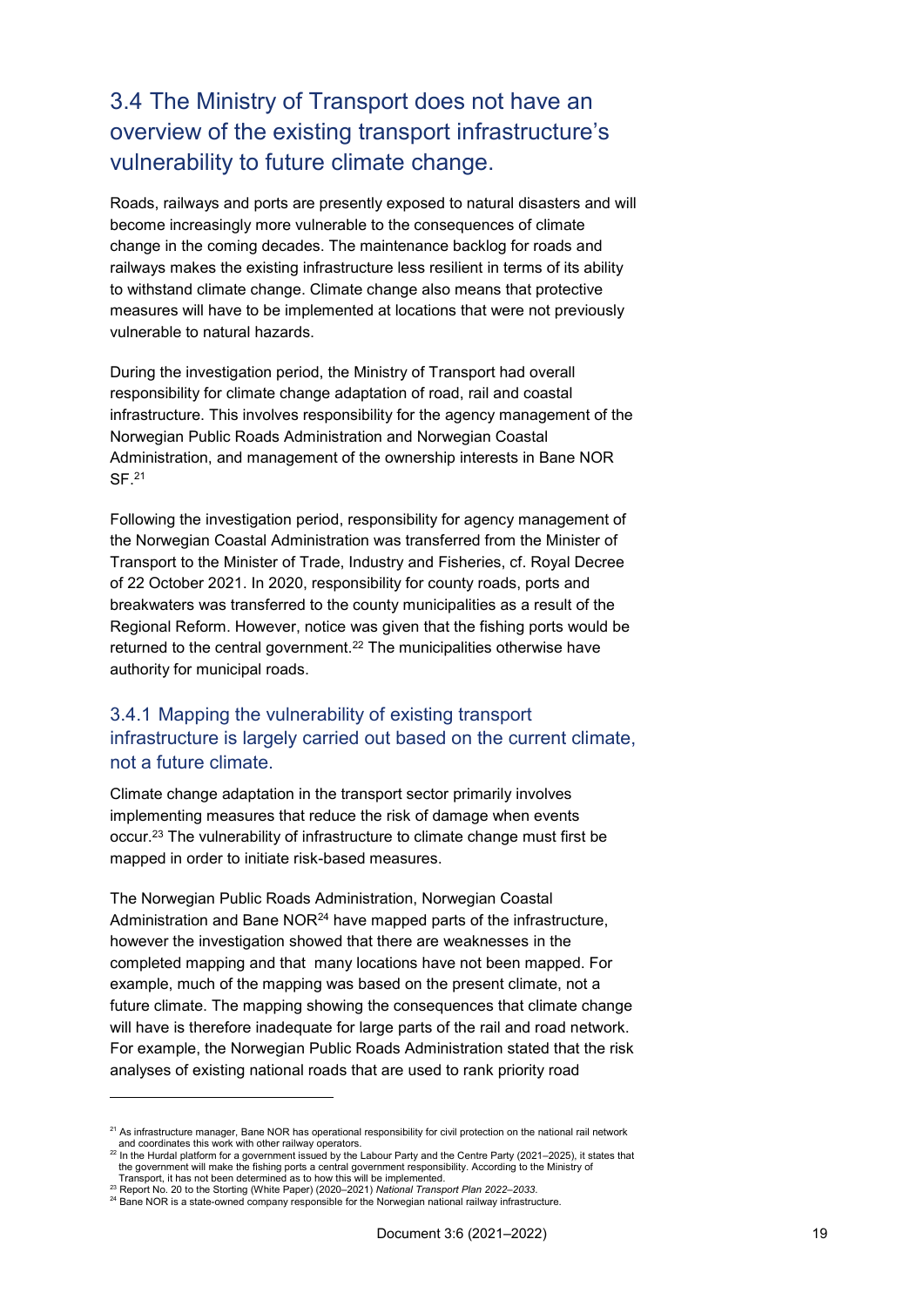## 3.4 The Ministry of Transport does not have an overview of the existing transport infrastructure's vulnerability to future climate change.

Roads, railways and ports are presently exposed to natural disasters and will become increasingly more vulnerable to the consequences of climate change in the coming decades. The maintenance backlog for roads and railways makes the existing infrastructure less resilient in terms of its ability to withstand climate change. Climate change also means that protective measures will have to be implemented at locations that were not previously vulnerable to natural hazards.

During the investigation period, the Ministry of Transport had overall responsibility for climate change adaptation of road, rail and coastal infrastructure. This involves responsibility for the agency management of the Norwegian Public Roads Administration and Norwegian Coastal Administration, and management of the ownership interests in Bane NOR SF.[21]

Following the investigation period, responsibility for agency management of the Norwegian Coastal Administration was transferred from the Minister of Transport to the Minister of Trade, Industry and Fisheries, cf. Royal Decree of 22 October 2021. In 2020, responsibility for county roads, ports and breakwaters was transferred to the county municipalities as a result of the Regional Reform. However, notice was given that the fishing ports would be returned to the central government.[22] The municipalities otherwise have authority for municipal roads.

### 3.4.1 Mapping the vulnerability of existing transport infrastructure is largely carried out based on the current climate, not a future climate.

Climate change adaptation in the transport sector primarily involves implementing measures that reduce the risk of damage when events occur.[23] The vulnerability of infrastructure to climate change must first be mapped in order to initiate risk-based measures.

The Norwegian Public Roads Administration, Norwegian Coastal Administration and Bane NOR[24] have mapped parts of the infrastructure, however the investigation showed that there are weaknesses in the completed mapping and that many locations have not been mapped. For example, much of the mapping was based on the present climate, not a future climate. The mapping showing the consequences that climate change will have is therefore inadequate for large parts of the rail and road network. For example, the Norwegian Public Roads Administration stated that the risk analyses of existing national roads that are used to rank priority road

---

[21] As infrastructure manager, Bane NOR has operational responsibility for civil protection on the national rail network and coordinates this work with other railway operators.

[22] In the Hurdal platform for a government issued by the Labour Party and the Centre Party (2021–2025), it states that the government will make the fishing ports a central government responsibility. According to the Ministry of Transport, it has not been determined as to how this will be implemented.

[23] Report No. 20 to the Storting (White Paper) (2020–2021) *National Transport Plan 2022–2033.*

[24] Bane NOR is a state-owned company responsible for the Norwegian national railway infrastructure.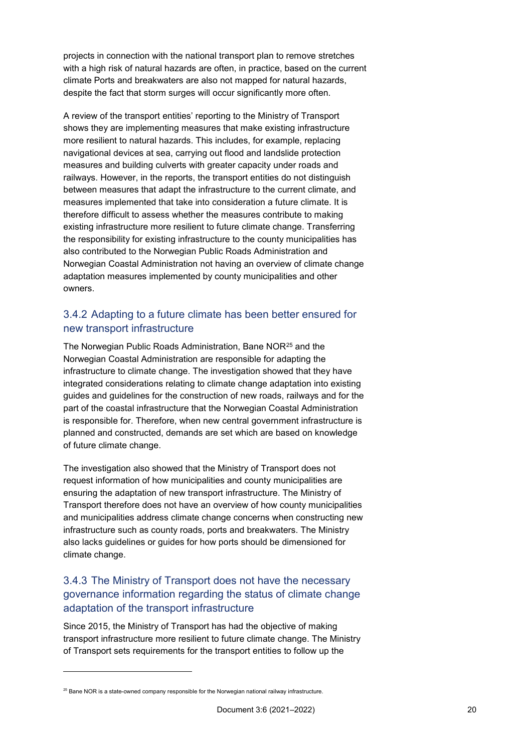projects in connection with the national transport plan to remove stretches with a high risk of natural hazards are often, in practice, based on the current climate Ports and breakwaters are also not mapped for natural hazards, despite the fact that storm surges will occur significantly more often.

A review of the transport entities' reporting to the Ministry of Transport shows they are implementing measures that make existing infrastructure more resilient to natural hazards. This includes, for example, replacing navigational devices at sea, carrying out flood and landslide protection measures and building culverts with greater capacity under roads and railways. However, in the reports, the transport entities do not distinguish between measures that adapt the infrastructure to the current climate, and measures implemented that take into consideration a future climate. It is therefore difficult to assess whether the measures contribute to making existing infrastructure more resilient to future climate change. Transferring the responsibility for existing infrastructure to the county municipalities has also contributed to the Norwegian Public Roads Administration and Norwegian Coastal Administration not having an overview of climate change adaptation measures implemented by county municipalities and other owners.

### 3.4.2 Adapting to a future climate has been better ensured for new transport infrastructure

The Norwegian Public Roads Administration, Bane NOR[25] and the Norwegian Coastal Administration are responsible for adapting the infrastructure to climate change. The investigation showed that they have integrated considerations relating to climate change adaptation into existing guides and guidelines for the construction of new roads, railways and for the part of the coastal infrastructure that the Norwegian Coastal Administration is responsible for. Therefore, when new central government infrastructure is planned and constructed, demands are set which are based on knowledge of future climate change.

The investigation also showed that the Ministry of Transport does not request information of how municipalities and county municipalities are ensuring the adaptation of new transport infrastructure. The Ministry of Transport therefore does not have an overview of how county municipalities and municipalities address climate change concerns when constructing new infrastructure such as county roads, ports and breakwaters. The Ministry also lacks guidelines or guides for how ports should be dimensioned for climate change.

### 3.4.3 The Ministry of Transport does not have the necessary governance information regarding the status of climate change adaptation of the transport infrastructure

Since 2015, the Ministry of Transport has had the objective of making transport infrastructure more resilient to future climate change. The Ministry of Transport sets requirements for the transport entities to follow up the

---

[25] Bane NOR is a state-owned company responsible for the Norwegian national railway infrastructure.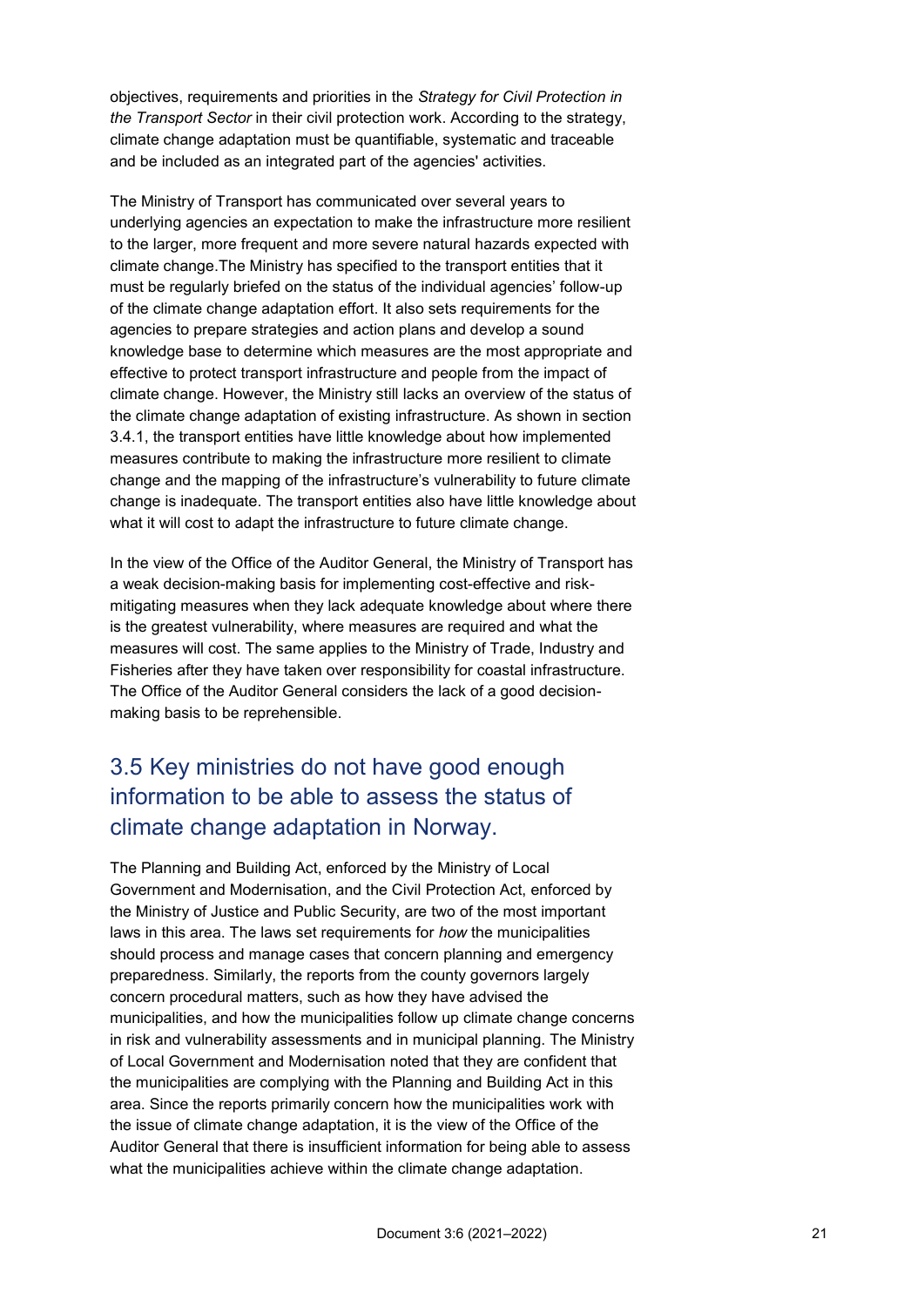objectives, requirements and priorities in the *Strategy for Civil Protection in the Transport Sector* in their civil protection work. According to the strategy, climate change adaptation must be quantifiable, systematic and traceable and be included as an integrated part of the agencies' activities.

The Ministry of Transport has communicated over several years to underlying agencies an expectation to make the infrastructure more resilient to the larger, more frequent and more severe natural hazards expected with climate change.The Ministry has specified to the transport entities that it must be regularly briefed on the status of the individual agencies' follow-up of the climate change adaptation effort. It also sets requirements for the agencies to prepare strategies and action plans and develop a sound knowledge base to determine which measures are the most appropriate and effective to protect transport infrastructure and people from the impact of climate change. However, the Ministry still lacks an overview of the status of the climate change adaptation of existing infrastructure. As shown in section 3.4.1, the transport entities have little knowledge about how implemented measures contribute to making the infrastructure more resilient to climate change and the mapping of the infrastructure's vulnerability to future climate change is inadequate. The transport entities also have little knowledge about what it will cost to adapt the infrastructure to future climate change.

In the view of the Office of the Auditor General, the Ministry of Transport has a weak decision-making basis for implementing cost-effective and risk-mitigating measures when they lack adequate knowledge about where there is the greatest vulnerability, where measures are required and what the measures will cost. The same applies to the Ministry of Trade, Industry and Fisheries after they have taken over responsibility for coastal infrastructure. The Office of the Auditor General considers the lack of a good decision-making basis to be reprehensible.

## 3.5 Key ministries do not have good enough information to be able to assess the status of climate change adaptation in Norway.

The Planning and Building Act, enforced by the Ministry of Local Government and Modernisation, and the Civil Protection Act, enforced by the Ministry of Justice and Public Security, are two of the most important laws in this area. The laws set requirements for *how* the municipalities should process and manage cases that concern planning and emergency preparedness. Similarly, the reports from the county governors largely concern procedural matters, such as how they have advised the municipalities, and how the municipalities follow up climate change concerns in risk and vulnerability assessments and in municipal planning. The Ministry of Local Government and Modernisation noted that they are confident that the municipalities are complying with the Planning and Building Act in this area. Since the reports primarily concern how the municipalities work with the issue of climate change adaptation, it is the view of the Office of the Auditor General that there is insufficient information for being able to assess what the municipalities achieve within the climate change adaptation.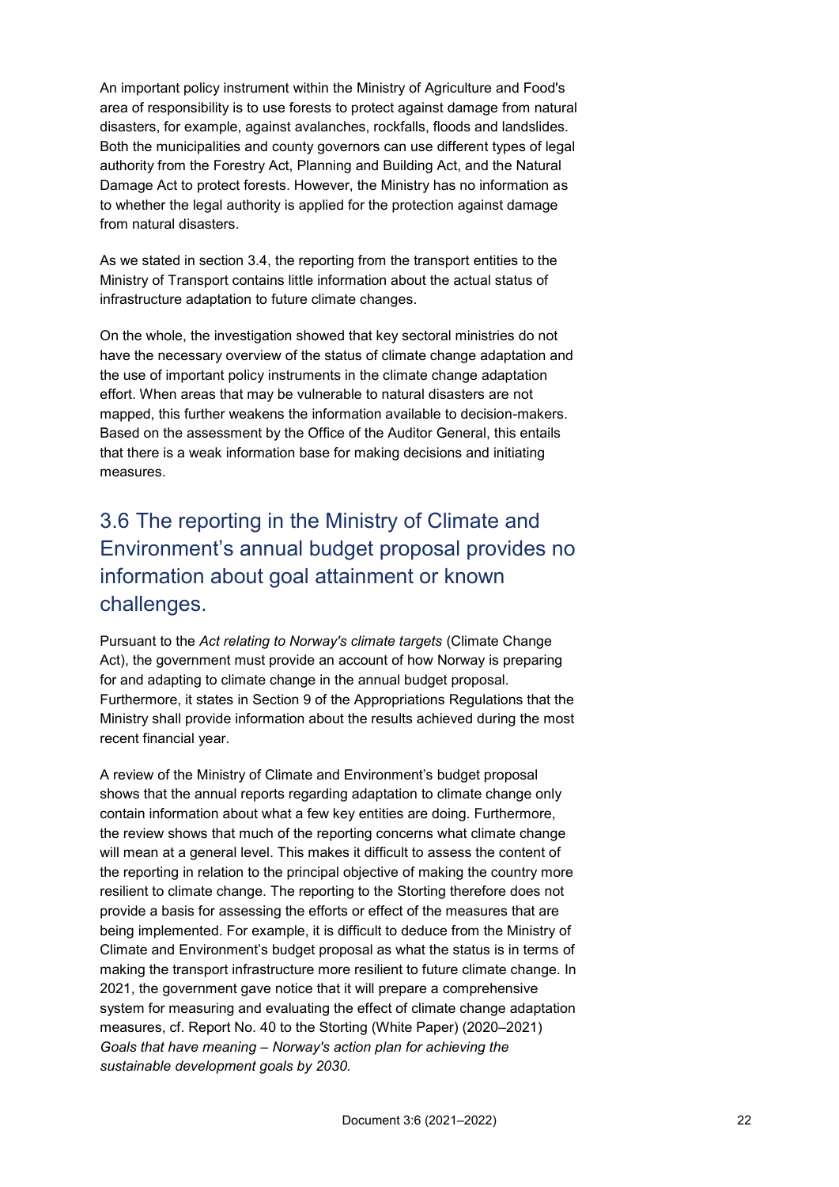An important policy instrument within the Ministry of Agriculture and Food's area of responsibility is to use forests to protect against damage from natural disasters, for example, against avalanches, rockfalls, floods and landslides. Both the municipalities and county governors can use different types of legal authority from the Forestry Act, Planning and Building Act, and the Natural Damage Act to protect forests. However, the Ministry has no information as to whether the legal authority is applied for the protection against damage from natural disasters.

As we stated in section 3.4, the reporting from the transport entities to the Ministry of Transport contains little information about the actual status of infrastructure adaptation to future climate changes.

On the whole, the investigation showed that key sectoral ministries do not have the necessary overview of the status of climate change adaptation and the use of important policy instruments in the climate change adaptation effort. When areas that may be vulnerable to natural disasters are not mapped, this further weakens the information available to decision-makers. Based on the assessment by the Office of the Auditor General, this entails that there is a weak information base for making decisions and initiating measures.

## 3.6 The reporting in the Ministry of Climate and Environment's annual budget proposal provides no information about goal attainment or known challenges.

Pursuant to the *Act relating to Norway's climate targets* (Climate Change Act), the government must provide an account of how Norway is preparing for and adapting to climate change in the annual budget proposal. Furthermore, it states in Section 9 of the Appropriations Regulations that the Ministry shall provide information about the results achieved during the most recent financial year.

A review of the Ministry of Climate and Environment's budget proposal shows that the annual reports regarding adaptation to climate change only contain information about what a few key entities are doing. Furthermore, the review shows that much of the reporting concerns what climate change will mean at a general level. This makes it difficult to assess the content of the reporting in relation to the principal objective of making the country more resilient to climate change. The reporting to the Storting therefore does not provide a basis for assessing the efforts or effect of the measures that are being implemented. For example, it is difficult to deduce from the Ministry of Climate and Environment's budget proposal as what the status is in terms of making the transport infrastructure more resilient to future climate change. In 2021, the government gave notice that it will prepare a comprehensive system for measuring and evaluating the effect of climate change adaptation measures, cf. Report No. 40 to the Storting (White Paper) (2020–2021) *Goals that have meaning – Norway's action plan for achieving the sustainable development goals by 2030.*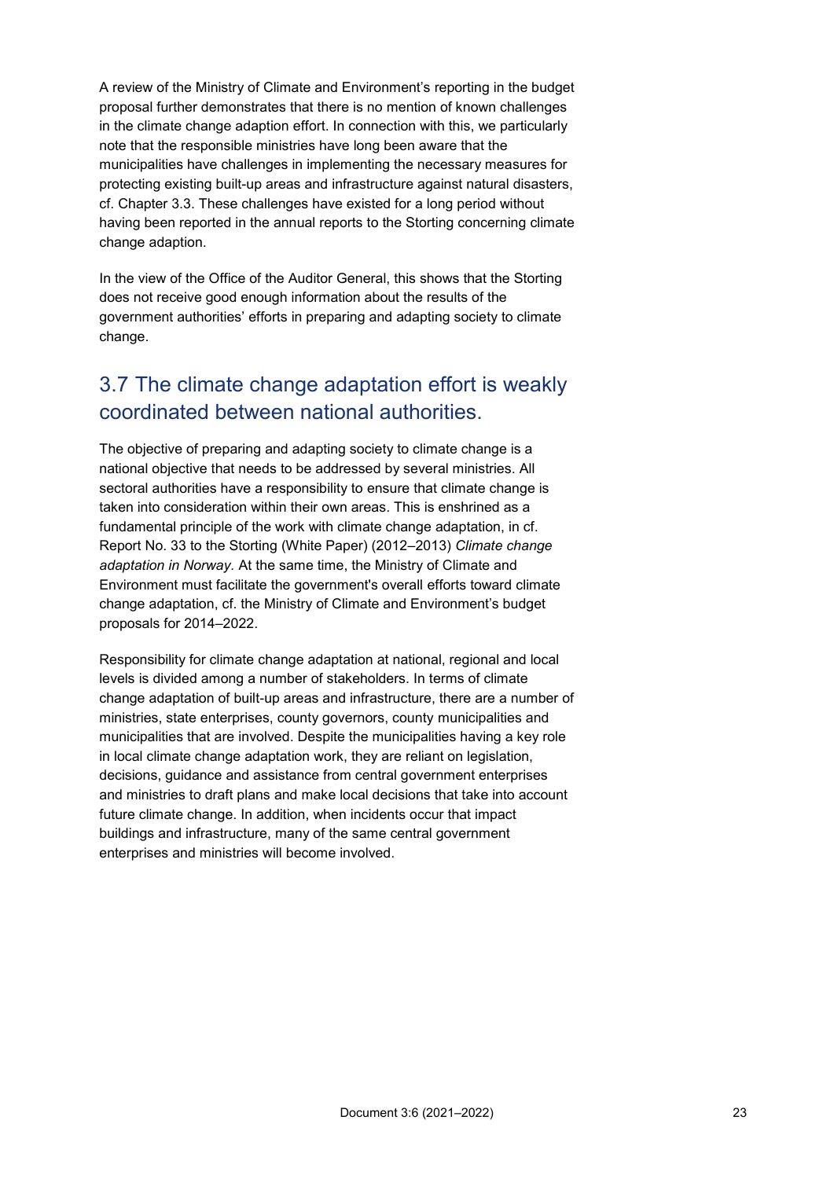A review of the Ministry of Climate and Environment's reporting in the budget proposal further demonstrates that there is no mention of known challenges in the climate change adaption effort. In connection with this, we particularly note that the responsible ministries have long been aware that the municipalities have challenges in implementing the necessary measures for protecting existing built-up areas and infrastructure against natural disasters, cf. Chapter 3.3. These challenges have existed for a long period without having been reported in the annual reports to the Storting concerning climate change adaption.

In the view of the Office of the Auditor General, this shows that the Storting does not receive good enough information about the results of the government authorities' efforts in preparing and adapting society to climate change.

## 3.7 The climate change adaptation effort is weakly coordinated between national authorities.

The objective of preparing and adapting society to climate change is a national objective that needs to be addressed by several ministries. All sectoral authorities have a responsibility to ensure that climate change is taken into consideration within their own areas. This is enshrined as a fundamental principle of the work with climate change adaptation, in cf. Report No. 33 to the Storting (White Paper) (2012–2013) *Climate change adaptation in Norway.* At the same time, the Ministry of Climate and Environment must facilitate the government's overall efforts toward climate change adaptation, cf. the Ministry of Climate and Environment's budget proposals for 2014–2022.

Responsibility for climate change adaptation at national, regional and local levels is divided among a number of stakeholders. In terms of climate change adaptation of built-up areas and infrastructure, there are a number of ministries, state enterprises, county governors, county municipalities and municipalities that are involved. Despite the municipalities having a key role in local climate change adaptation work, they are reliant on legislation, decisions, guidance and assistance from central government enterprises and ministries to draft plans and make local decisions that take into account future climate change. In addition, when incidents occur that impact buildings and infrastructure, many of the same central government enterprises and ministries will become involved.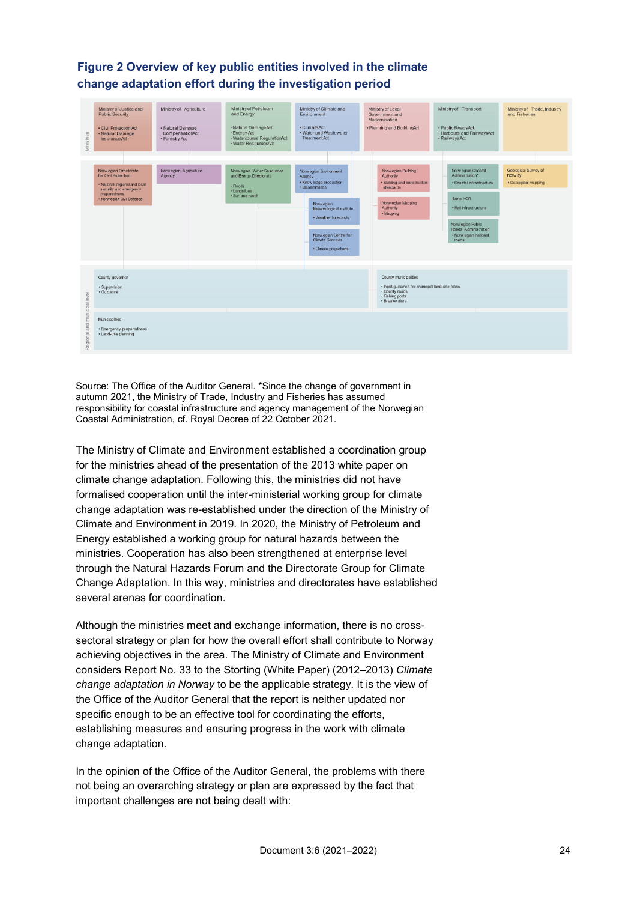## Figure 2 Overview of key public entities involved in the climate change adaptation effort during the investigation period

**Ministries**

- **Ministry of Justice and Public Security**
  - Civil Protection Act
  - Natural Damage Insurance Act
- **Ministry of Agriculture**
  - Natural Damage Compensation Act
  - Forestry Act
- **Ministry of Petroleum and Energy**
  - Natural Damage Act
  - Energy Act
  - Watercourse Regulation Act
  - Water Resources Act
- **Ministry of Climate and Environment**
  - Climate Act
  - Water and Wastewater Treatment Act
- **Ministry of Local Government and Modernisation**
  - Planning and Building Act
- **Ministry of Transport**
  - Public Roads Act
  - Harbours and Fairways Act
  - Railways Act
- **Ministry of Trade, Industry and Fisheries**

**Agencies**

- **Norwegian Directorate for Civil Protection**
  - National, regional and local security and emergency preparedness
  - Norwegian Civil Defence
- **Norwegian Agriculture Agency**
- **Norwegian Water Resources and Energy Directorate**
  - Floods
  - Landslides
  - Surface runoff
- **Norwegian Environment Agency**
  - Knowledge production
  - Dissemination
- **Norwegian Meteorological Institute**
  - Weather forecasts
- **Norwegian Centre for Climate Services**
  - Climate projections
- **Norwegian Building Authority**
  - Building and construction standards
- **Norwegian Mapping Authority**
  - Mapping
- **Norwegian Coastal Administration***
  - Coastal infrastructure
- **Bane NOR**
  - Rail infrastructure
- **Norwegian Public Roads Administration**
  - Norwegian national roads
- **Geological Survey of Norway**
  - Geological mapping

**Regional and municipal level**

- **County governor**
  - Supervision
  - Guidance
- **County municipalities**
  - Input/guidance for municipal land-use plans
  - County roads
  - Fishing ports
  - Breakwaters
- **Municipalities**
  - Emergency preparedness
  - Land-use planning

Source: The Office of the Auditor General. *Since the change of government in autumn 2021, the Ministry of Trade, Industry and Fisheries has assumed responsibility for coastal infrastructure and agency management of the Norwegian Coastal Administration, cf. Royal Decree of 22 October 2021.

The Ministry of Climate and Environment established a coordination group for the ministries ahead of the presentation of the 2013 white paper on climate change adaptation. Following this, the ministries did not have formalised cooperation until the inter-ministerial working group for climate change adaptation was re-established under the direction of the Ministry of Climate and Environment in 2019. In 2020, the Ministry of Petroleum and Energy established a working group for natural hazards between the ministries. Cooperation has also been strengthened at enterprise level through the Natural Hazards Forum and the Directorate Group for Climate Change Adaptation. In this way, ministries and directorates have established several arenas for coordination.

Although the ministries meet and exchange information, there is no cross-sectoral strategy or plan for how the overall effort shall contribute to Norway achieving objectives in the area. The Ministry of Climate and Environment considers Report No. 33 to the Storting (White Paper) (2012–2013) *Climate change adaptation in Norway* to be the applicable strategy. It is the view of the Office of the Auditor General that the report is neither updated nor specific enough to be an effective tool for coordinating the efforts, establishing measures and ensuring progress in the work with climate change adaptation.

In the opinion of the Office of the Auditor General, the problems with there not being an overarching strategy or plan are expressed by the fact that important challenges are not being dealt with: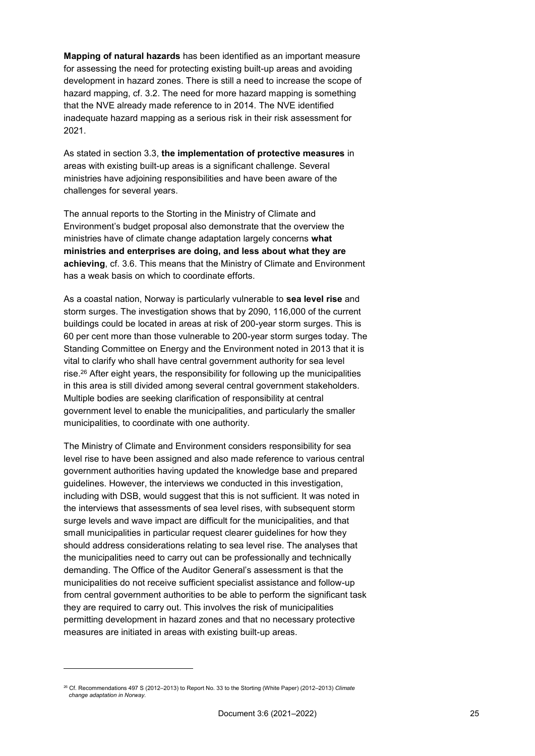**Mapping of natural hazards** has been identified as an important measure for assessing the need for protecting existing built-up areas and avoiding development in hazard zones. There is still a need to increase the scope of hazard mapping, cf. 3.2. The need for more hazard mapping is something that the NVE already made reference to in 2014. The NVE identified inadequate hazard mapping as a serious risk in their risk assessment for 2021.

As stated in section 3.3, **the implementation of protective measures** in areas with existing built-up areas is a significant challenge. Several ministries have adjoining responsibilities and have been aware of the challenges for several years.

The annual reports to the Storting in the Ministry of Climate and Environment's budget proposal also demonstrate that the overview the ministries have of climate change adaptation largely concerns **what ministries and enterprises are doing, and less about what they are achieving**, cf. 3.6. This means that the Ministry of Climate and Environment has a weak basis on which to coordinate efforts.

As a coastal nation, Norway is particularly vulnerable to **sea level rise** and storm surges. The investigation shows that by 2090, 116,000 of the current buildings could be located in areas at risk of 200-year storm surges. This is 60 per cent more than those vulnerable to 200-year storm surges today. The Standing Committee on Energy and the Environment noted in 2013 that it is vital to clarify who shall have central government authority for sea level rise.[26] After eight years, the responsibility for following up the municipalities in this area is still divided among several central government stakeholders. Multiple bodies are seeking clarification of responsibility at central government level to enable the municipalities, and particularly the smaller municipalities, to coordinate with one authority.

The Ministry of Climate and Environment considers responsibility for sea level rise to have been assigned and also made reference to various central government authorities having updated the knowledge base and prepared guidelines. However, the interviews we conducted in this investigation, including with DSB, would suggest that this is not sufficient. It was noted in the interviews that assessments of sea level rises, with subsequent storm surge levels and wave impact are difficult for the municipalities, and that small municipalities in particular request clearer guidelines for how they should address considerations relating to sea level rise. The analyses that the municipalities need to carry out can be professionally and technically demanding. The Office of the Auditor General's assessment is that the municipalities do not receive sufficient specialist assistance and follow-up from central government authorities to be able to perform the significant task they are required to carry out. This involves the risk of municipalities permitting development in hazard zones and that no necessary protective measures are initiated in areas with existing built-up areas.

[26] Cf. Recommendations 497 S (2012–2013) to Report No. 33 to the Storting (White Paper) (2012–2013) *Climate change adaptation in Norway*.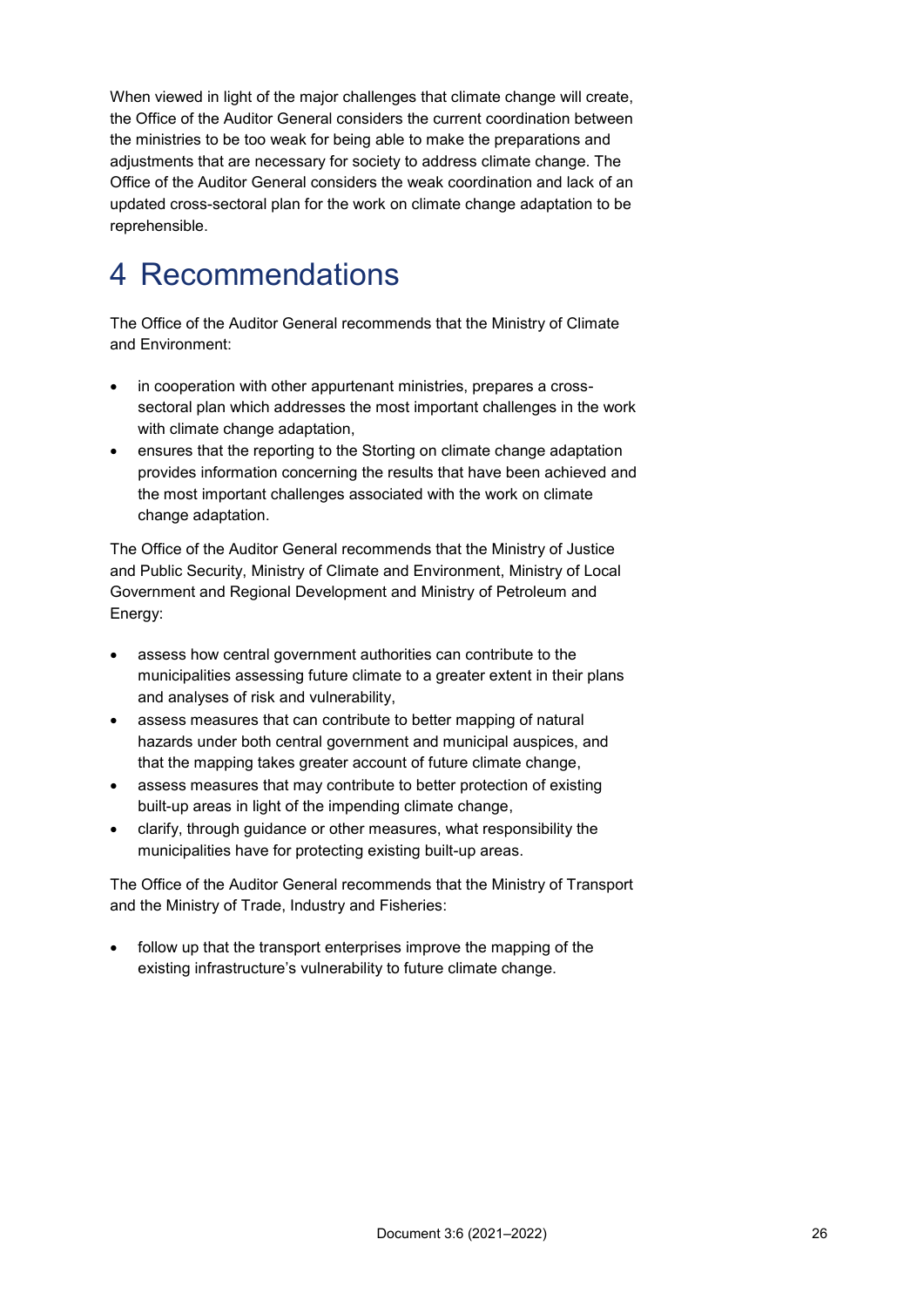When viewed in light of the major challenges that climate change will create, the Office of the Auditor General considers the current coordination between the ministries to be too weak for being able to make the preparations and adjustments that are necessary for society to address climate change. The Office of the Auditor General considers the weak coordination and lack of an updated cross-sectoral plan for the work on climate change adaptation to be reprehensible.

# 4 Recommendations

The Office of the Auditor General recommends that the Ministry of Climate and Environment:

- in cooperation with other appurtenant ministries, prepares a cross-sectoral plan which addresses the most important challenges in the work with climate change adaptation,
- ensures that the reporting to the Storting on climate change adaptation provides information concerning the results that have been achieved and the most important challenges associated with the work on climate change adaptation.

The Office of the Auditor General recommends that the Ministry of Justice and Public Security, Ministry of Climate and Environment, Ministry of Local Government and Regional Development and Ministry of Petroleum and Energy:

- assess how central government authorities can contribute to the municipalities assessing future climate to a greater extent in their plans and analyses of risk and vulnerability,
- assess measures that can contribute to better mapping of natural hazards under both central government and municipal auspices, and that the mapping takes greater account of future climate change,
- assess measures that may contribute to better protection of existing built-up areas in light of the impending climate change,
- clarify, through guidance or other measures, what responsibility the municipalities have for protecting existing built-up areas.

The Office of the Auditor General recommends that the Ministry of Transport and the Ministry of Trade, Industry and Fisheries:

- follow up that the transport enterprises improve the mapping of the existing infrastructure's vulnerability to future climate change.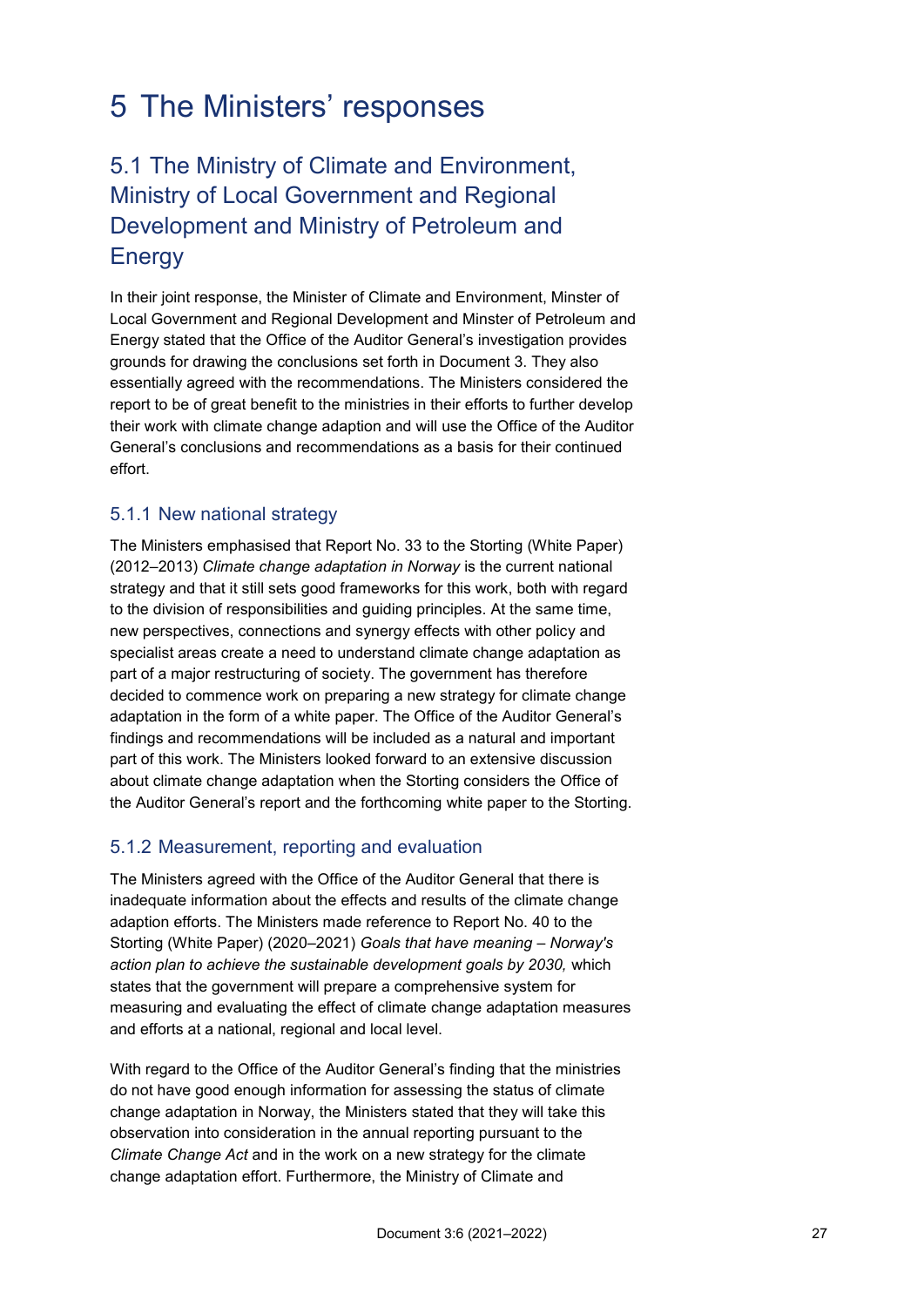# 5 The Ministers' responses

## 5.1 The Ministry of Climate and Environment, Ministry of Local Government and Regional Development and Ministry of Petroleum and Energy

In their joint response, the Minister of Climate and Environment, Minster of Local Government and Regional Development and Minster of Petroleum and Energy stated that the Office of the Auditor General's investigation provides grounds for drawing the conclusions set forth in Document 3. They also essentially agreed with the recommendations. The Ministers considered the report to be of great benefit to the ministries in their efforts to further develop their work with climate change adaption and will use the Office of the Auditor General's conclusions and recommendations as a basis for their continued effort.

### 5.1.1 New national strategy

The Ministers emphasised that Report No. 33 to the Storting (White Paper) (2012–2013) *Climate change adaptation in Norway* is the current national strategy and that it still sets good frameworks for this work, both with regard to the division of responsibilities and guiding principles. At the same time, new perspectives, connections and synergy effects with other policy and specialist areas create a need to understand climate change adaptation as part of a major restructuring of society. The government has therefore decided to commence work on preparing a new strategy for climate change adaptation in the form of a white paper. The Office of the Auditor General's findings and recommendations will be included as a natural and important part of this work. The Ministers looked forward to an extensive discussion about climate change adaptation when the Storting considers the Office of the Auditor General's report and the forthcoming white paper to the Storting.

### 5.1.2 Measurement, reporting and evaluation

The Ministers agreed with the Office of the Auditor General that there is inadequate information about the effects and results of the climate change adaption efforts. The Ministers made reference to Report No. 40 to the Storting (White Paper) (2020–2021) *Goals that have meaning – Norway's action plan to achieve the sustainable development goals by 2030,* which states that the government will prepare a comprehensive system for measuring and evaluating the effect of climate change adaptation measures and efforts at a national, regional and local level.

With regard to the Office of the Auditor General's finding that the ministries do not have good enough information for assessing the status of climate change adaptation in Norway, the Ministers stated that they will take this observation into consideration in the annual reporting pursuant to the *Climate Change Act* and in the work on a new strategy for the climate change adaptation effort. Furthermore, the Ministry of Climate and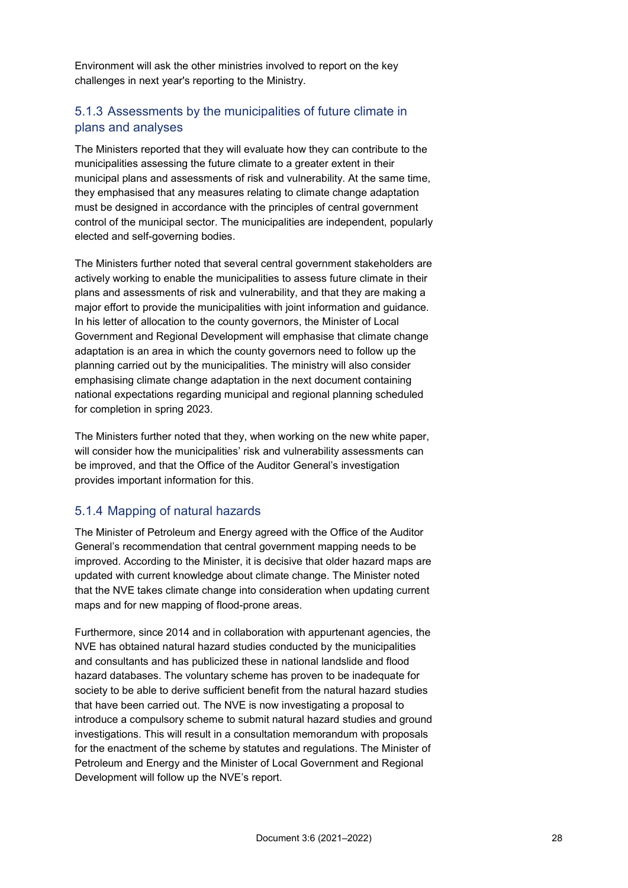Environment will ask the other ministries involved to report on the key challenges in next year's reporting to the Ministry.

### 5.1.3 Assessments by the municipalities of future climate in plans and analyses

The Ministers reported that they will evaluate how they can contribute to the municipalities assessing the future climate to a greater extent in their municipal plans and assessments of risk and vulnerability. At the same time, they emphasised that any measures relating to climate change adaptation must be designed in accordance with the principles of central government control of the municipal sector. The municipalities are independent, popularly elected and self-governing bodies.

The Ministers further noted that several central government stakeholders are actively working to enable the municipalities to assess future climate in their plans and assessments of risk and vulnerability, and that they are making a major effort to provide the municipalities with joint information and guidance. In his letter of allocation to the county governors, the Minister of Local Government and Regional Development will emphasise that climate change adaptation is an area in which the county governors need to follow up the planning carried out by the municipalities. The ministry will also consider emphasising climate change adaptation in the next document containing national expectations regarding municipal and regional planning scheduled for completion in spring 2023.

The Ministers further noted that they, when working on the new white paper, will consider how the municipalities' risk and vulnerability assessments can be improved, and that the Office of the Auditor General's investigation provides important information for this.

### 5.1.4 Mapping of natural hazards

The Minister of Petroleum and Energy agreed with the Office of the Auditor General's recommendation that central government mapping needs to be improved. According to the Minister, it is decisive that older hazard maps are updated with current knowledge about climate change. The Minister noted that the NVE takes climate change into consideration when updating current maps and for new mapping of flood-prone areas.

Furthermore, since 2014 and in collaboration with appurtenant agencies, the NVE has obtained natural hazard studies conducted by the municipalities and consultants and has publicized these in national landslide and flood hazard databases. The voluntary scheme has proven to be inadequate for society to be able to derive sufficient benefit from the natural hazard studies that have been carried out. The NVE is now investigating a proposal to introduce a compulsory scheme to submit natural hazard studies and ground investigations. This will result in a consultation memorandum with proposals for the enactment of the scheme by statutes and regulations. The Minister of Petroleum and Energy and the Minister of Local Government and Regional Development will follow up the NVE's report.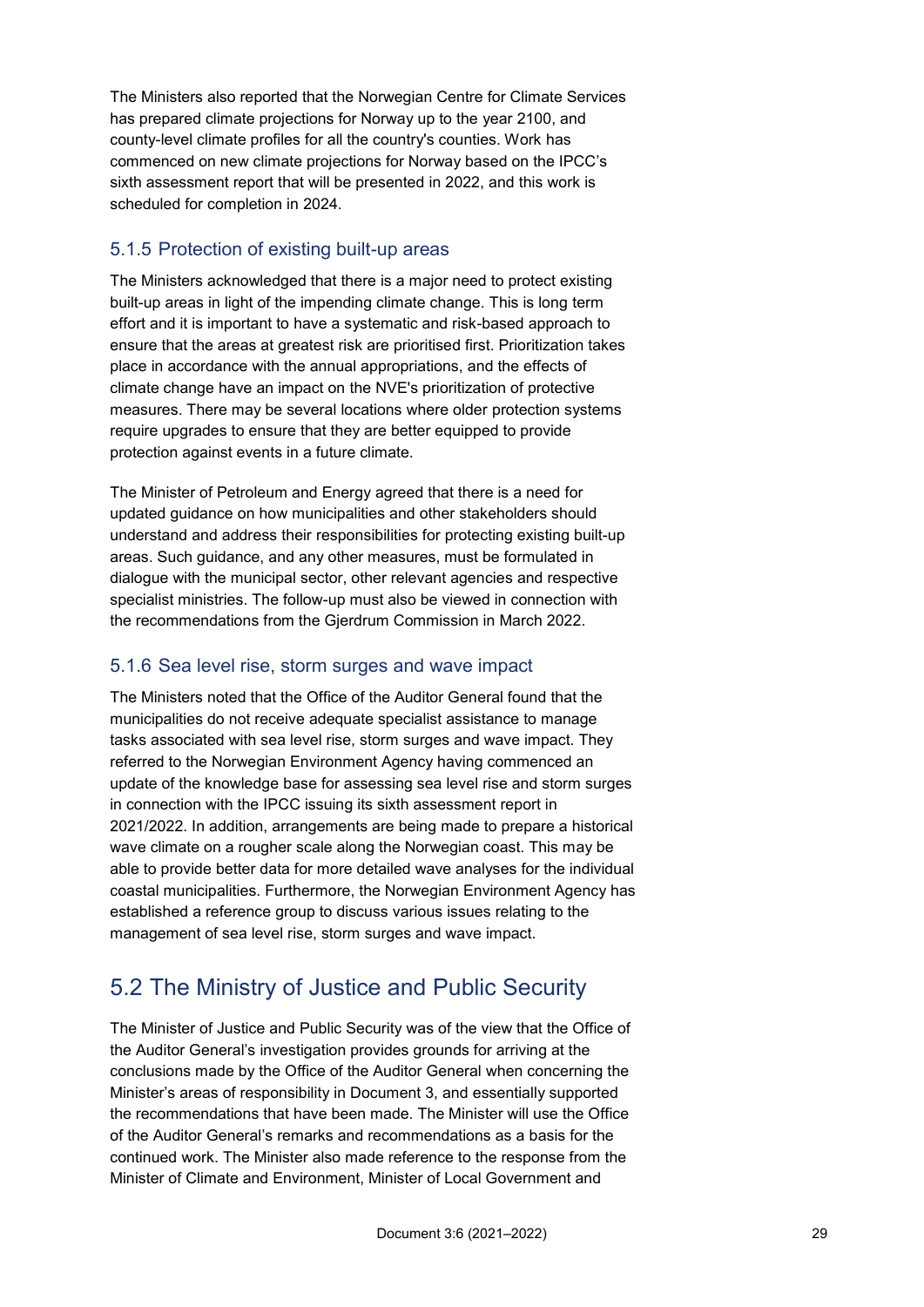The Ministers also reported that the Norwegian Centre for Climate Services has prepared climate projections for Norway up to the year 2100, and county-level climate profiles for all the country's counties. Work has commenced on new climate projections for Norway based on the IPCC's sixth assessment report that will be presented in 2022, and this work is scheduled for completion in 2024.

### 5.1.5 Protection of existing built-up areas

The Ministers acknowledged that there is a major need to protect existing built-up areas in light of the impending climate change. This is long term effort and it is important to have a systematic and risk-based approach to ensure that the areas at greatest risk are prioritised first. Prioritization takes place in accordance with the annual appropriations, and the effects of climate change have an impact on the NVE's prioritization of protective measures. There may be several locations where older protection systems require upgrades to ensure that they are better equipped to provide protection against events in a future climate.

The Minister of Petroleum and Energy agreed that there is a need for updated guidance on how municipalities and other stakeholders should understand and address their responsibilities for protecting existing built-up areas. Such guidance, and any other measures, must be formulated in dialogue with the municipal sector, other relevant agencies and respective specialist ministries. The follow-up must also be viewed in connection with the recommendations from the Gjerdrum Commission in March 2022.

### 5.1.6 Sea level rise, storm surges and wave impact

The Ministers noted that the Office of the Auditor General found that the municipalities do not receive adequate specialist assistance to manage tasks associated with sea level rise, storm surges and wave impact. They referred to the Norwegian Environment Agency having commenced an update of the knowledge base for assessing sea level rise and storm surges in connection with the IPCC issuing its sixth assessment report in 2021/2022. In addition, arrangements are being made to prepare a historical wave climate on a rougher scale along the Norwegian coast. This may be able to provide better data for more detailed wave analyses for the individual coastal municipalities. Furthermore, the Norwegian Environment Agency has established a reference group to discuss various issues relating to the management of sea level rise, storm surges and wave impact.

## 5.2 The Ministry of Justice and Public Security

The Minister of Justice and Public Security was of the view that the Office of the Auditor General's investigation provides grounds for arriving at the conclusions made by the Office of the Auditor General when concerning the Minister's areas of responsibility in Document 3, and essentially supported the recommendations that have been made. The Minister will use the Office of the Auditor General's remarks and recommendations as a basis for the continued work. The Minister also made reference to the response from the Minister of Climate and Environment, Minister of Local Government and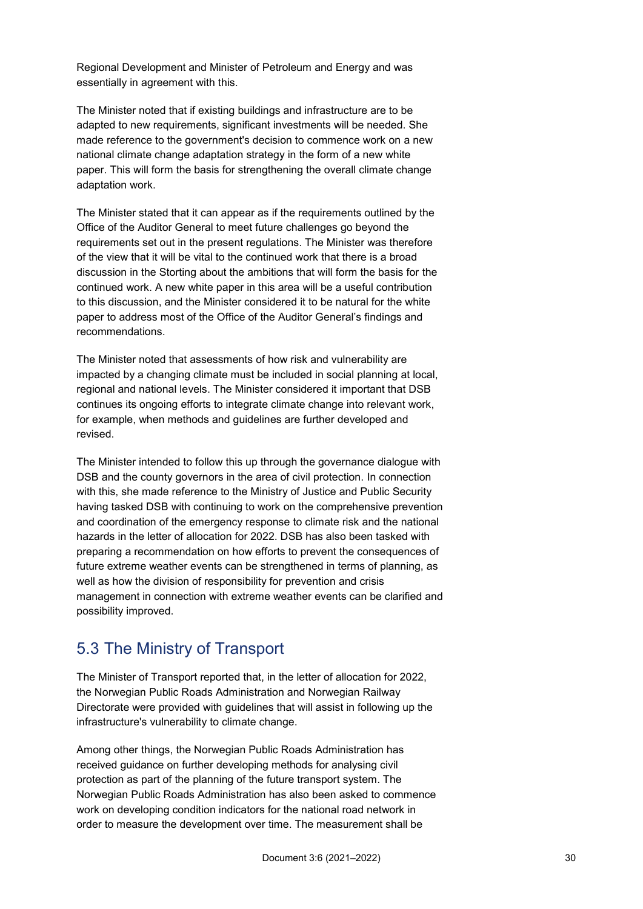Regional Development and Minister of Petroleum and Energy and was essentially in agreement with this.

The Minister noted that if existing buildings and infrastructure are to be adapted to new requirements, significant investments will be needed. She made reference to the government's decision to commence work on a new national climate change adaptation strategy in the form of a new white paper. This will form the basis for strengthening the overall climate change adaptation work.

The Minister stated that it can appear as if the requirements outlined by the Office of the Auditor General to meet future challenges go beyond the requirements set out in the present regulations. The Minister was therefore of the view that it will be vital to the continued work that there is a broad discussion in the Storting about the ambitions that will form the basis for the continued work. A new white paper in this area will be a useful contribution to this discussion, and the Minister considered it to be natural for the white paper to address most of the Office of the Auditor General's findings and recommendations.

The Minister noted that assessments of how risk and vulnerability are impacted by a changing climate must be included in social planning at local, regional and national levels. The Minister considered it important that DSB continues its ongoing efforts to integrate climate change into relevant work, for example, when methods and guidelines are further developed and revised.

The Minister intended to follow this up through the governance dialogue with DSB and the county governors in the area of civil protection. In connection with this, she made reference to the Ministry of Justice and Public Security having tasked DSB with continuing to work on the comprehensive prevention and coordination of the emergency response to climate risk and the national hazards in the letter of allocation for 2022. DSB has also been tasked with preparing a recommendation on how efforts to prevent the consequences of future extreme weather events can be strengthened in terms of planning, as well as how the division of responsibility for prevention and crisis management in connection with extreme weather events can be clarified and possibility improved.

## 5.3 The Ministry of Transport

The Minister of Transport reported that, in the letter of allocation for 2022, the Norwegian Public Roads Administration and Norwegian Railway Directorate were provided with guidelines that will assist in following up the infrastructure's vulnerability to climate change.

Among other things, the Norwegian Public Roads Administration has received guidance on further developing methods for analysing civil protection as part of the planning of the future transport system. The Norwegian Public Roads Administration has also been asked to commence work on developing condition indicators for the national road network in order to measure the development over time. The measurement shall be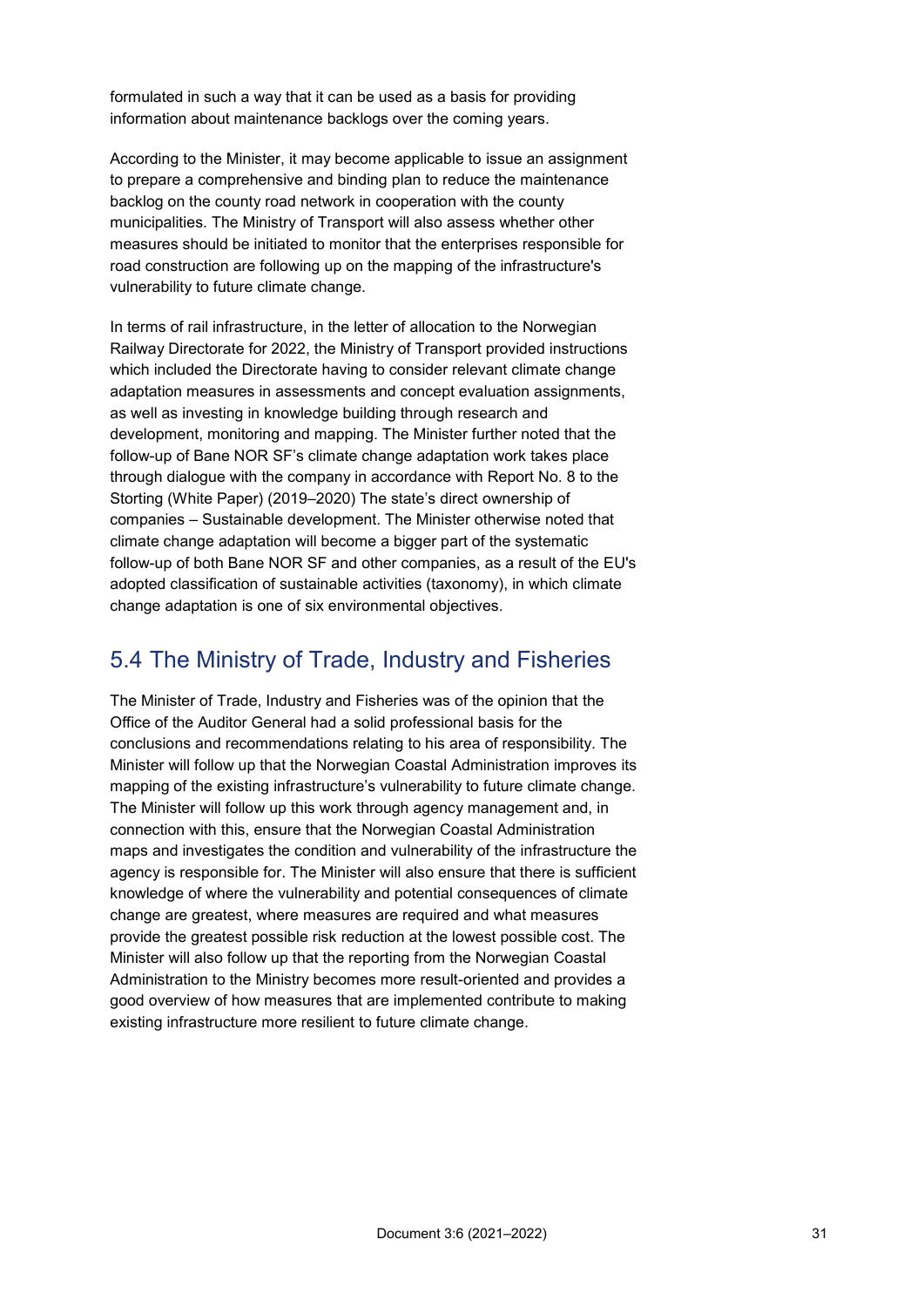formulated in such a way that it can be used as a basis for providing information about maintenance backlogs over the coming years.

According to the Minister, it may become applicable to issue an assignment to prepare a comprehensive and binding plan to reduce the maintenance backlog on the county road network in cooperation with the county municipalities. The Ministry of Transport will also assess whether other measures should be initiated to monitor that the enterprises responsible for road construction are following up on the mapping of the infrastructure's vulnerability to future climate change.

In terms of rail infrastructure, in the letter of allocation to the Norwegian Railway Directorate for 2022, the Ministry of Transport provided instructions which included the Directorate having to consider relevant climate change adaptation measures in assessments and concept evaluation assignments, as well as investing in knowledge building through research and development, monitoring and mapping. The Minister further noted that the follow-up of Bane NOR SF's climate change adaptation work takes place through dialogue with the company in accordance with Report No. 8 to the Storting (White Paper) (2019–2020) The state's direct ownership of companies – Sustainable development. The Minister otherwise noted that climate change adaptation will become a bigger part of the systematic follow-up of both Bane NOR SF and other companies, as a result of the EU's adopted classification of sustainable activities (taxonomy), in which climate change adaptation is one of six environmental objectives.

## 5.4 The Ministry of Trade, Industry and Fisheries

The Minister of Trade, Industry and Fisheries was of the opinion that the Office of the Auditor General had a solid professional basis for the conclusions and recommendations relating to his area of responsibility. The Minister will follow up that the Norwegian Coastal Administration improves its mapping of the existing infrastructure's vulnerability to future climate change. The Minister will follow up this work through agency management and, in connection with this, ensure that the Norwegian Coastal Administration maps and investigates the condition and vulnerability of the infrastructure the agency is responsible for. The Minister will also ensure that there is sufficient knowledge of where the vulnerability and potential consequences of climate change are greatest, where measures are required and what measures provide the greatest possible risk reduction at the lowest possible cost. The Minister will also follow up that the reporting from the Norwegian Coastal Administration to the Ministry becomes more result-oriented and provides a good overview of how measures that are implemented contribute to making existing infrastructure more resilient to future climate change.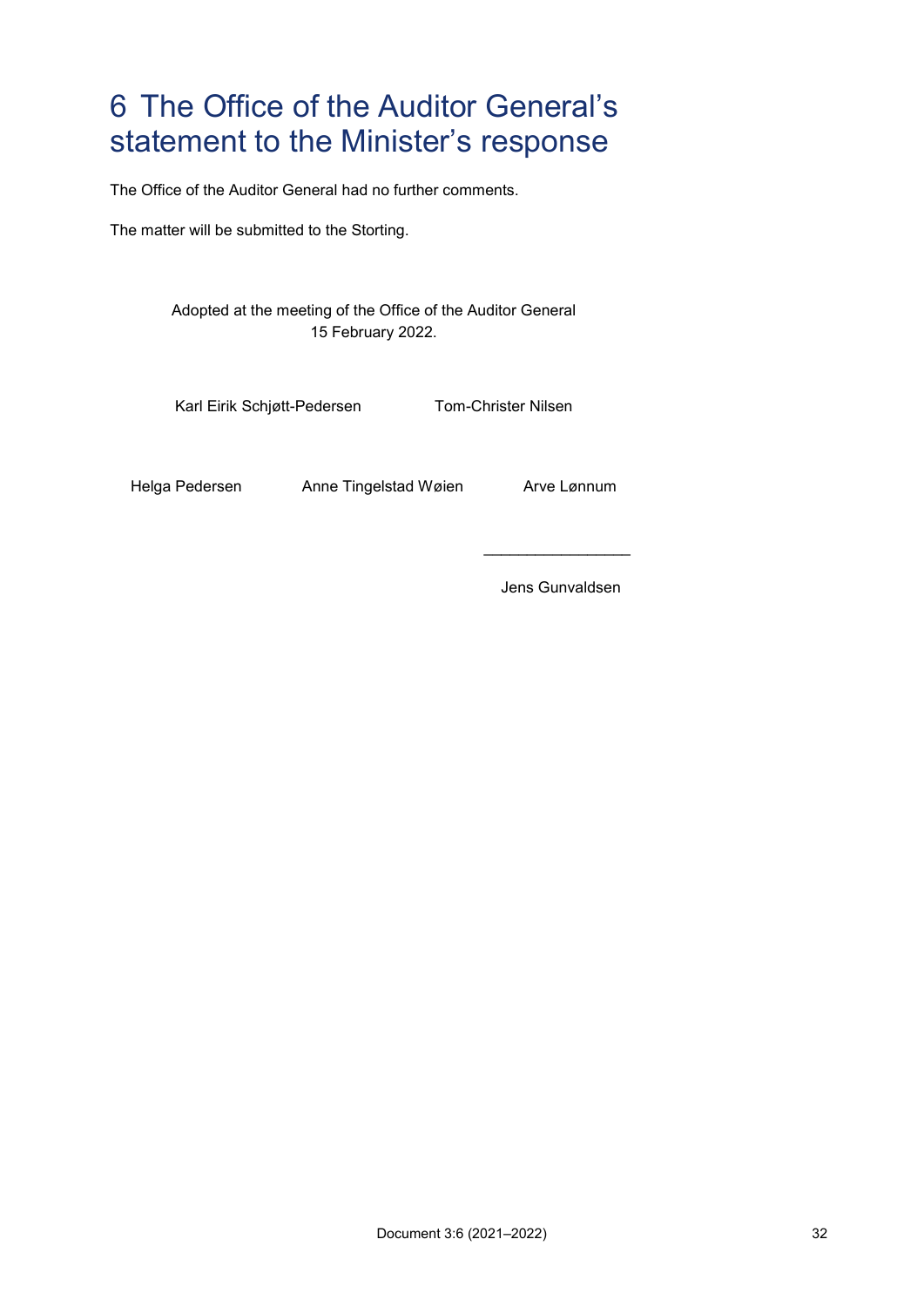# 6 The Office of the Auditor General's statement to the Minister's response

The Office of the Auditor General had no further comments.

The matter will be submitted to the Storting.

Adopted at the meeting of the Office of the Auditor General
15 February 2022.

Karl Eirik Schjøtt-Pedersen          Tom-Christer Nilsen

Helga Pedersen          Anne Tingelstad Wøien          Arve Lønnum

\_\_\_\_\_\_\_\_\_\_\_\_\_\_\_\_\_\_

Jens Gunvaldsen